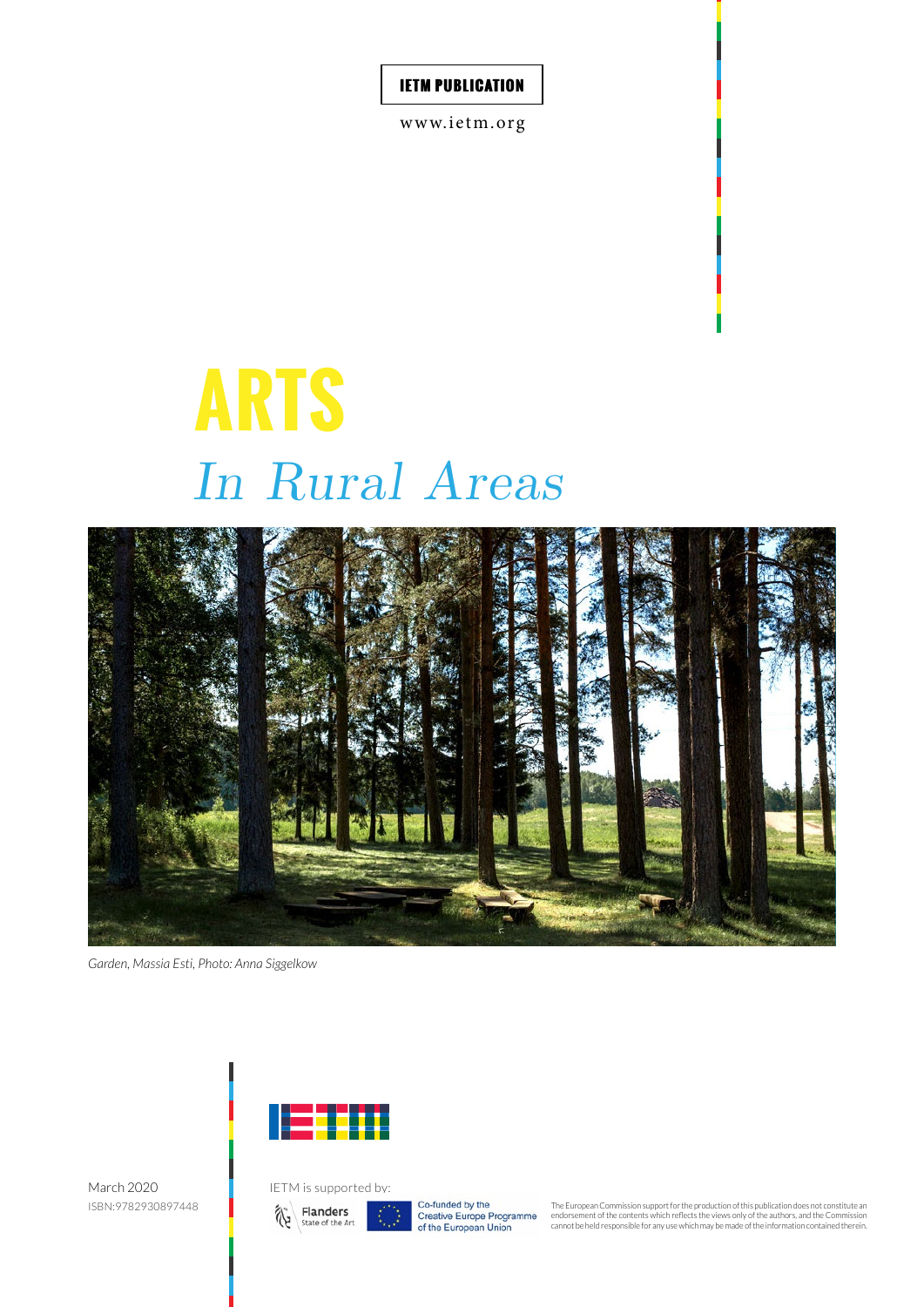**IETM PUBLICATION**

www.ietm.org

# ARTS
## *In Rural Areas*

*Garden, Massia Esti, Photo: Anna Siggelkow*

March 2020

ISBN:9782930897448

IETM is supported by:

Flanders State of the Art

Co-funded by the Creative Europe Programme of the European Union

The European Commission support for the production of this publication does not constitute an endorsement of the contents which reflects the views only of the authors, and the Commission cannot be held responsible for any use which may be made of the information contained therein.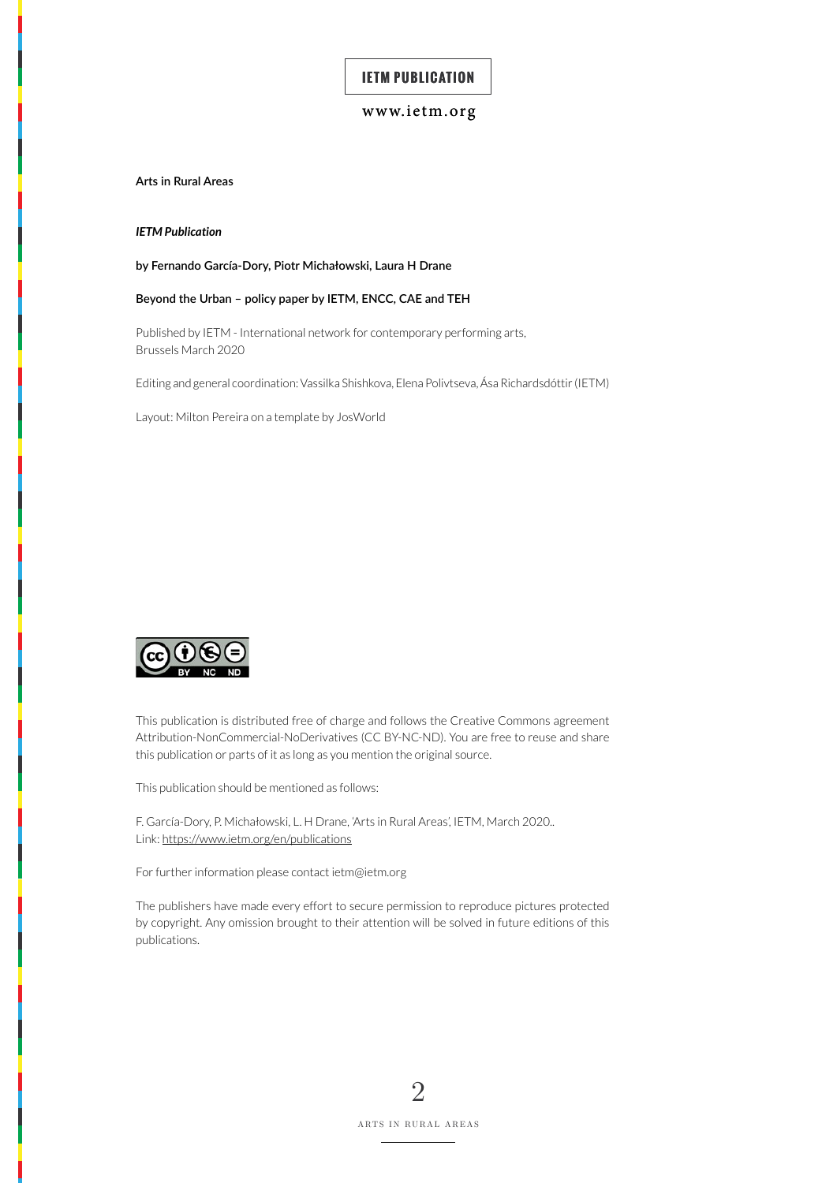IETM PUBLICATION

www.ietm.org

**Arts in Rural Areas**

***IETM Publication***

**by Fernando García-Dory, Piotr Michałowski, Laura H Drane**

**Beyond the Urban – policy paper by IETM, ENCC, CAE and TEH**

Published by IETM - International network for contemporary performing arts,
Brussels March 2020

Editing and general coordination: Vassilka Shishkova, Elena Polivtseva, Ása Richardsdóttir (IETM)

Layout: Milton Pereira on a template by JosWorld

This publication is distributed free of charge and follows the Creative Commons agreement Attribution-NonCommercial-NoDerivatives (CC BY-NC-ND). You are free to reuse and share this publication or parts of it as long as you mention the original source.

This publication should be mentioned as follows:

F. García-Dory, P. Michałowski, L. H Drane, 'Arts in Rural Areas', IETM, March 2020..
Link: https://www.ietm.org/en/publications

For further information please contact ietm@ietm.org

The publishers have made every effort to secure permission to reproduce pictures protected by copyright. Any omission brought to their attention will be solved in future editions of this publications.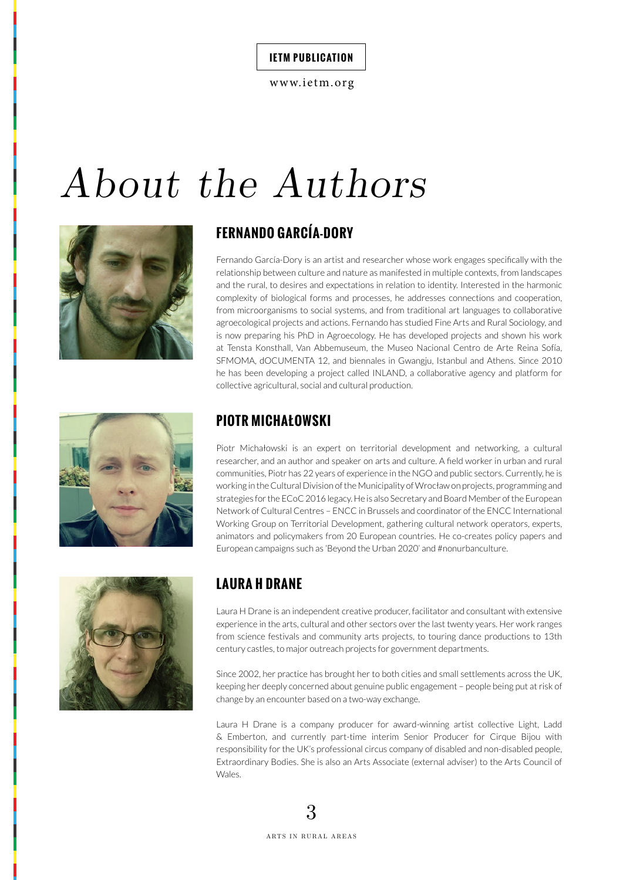# About the Authors

## FERNANDO GARCÍA-DORY

Fernando García-Dory is an artist and researcher whose work engages specifically with the relationship between culture and nature as manifested in multiple contexts, from landscapes and the rural, to desires and expectations in relation to identity. Interested in the harmonic complexity of biological forms and processes, he addresses connections and cooperation, from microorganisms to social systems, and from traditional art languages to collaborative agroecological projects and actions. Fernando has studied Fine Arts and Rural Sociology, and is now preparing his PhD in Agroecology. He has developed projects and shown his work at Tensta Konsthall, Van Abbemuseum, the Museo Nacional Centro de Arte Reina Sofía, SFMOMA, dOCUMENTA 12, and biennales in Gwangju, Istanbul and Athens. Since 2010 he has been developing a project called INLAND, a collaborative agency and platform for collective agricultural, social and cultural production.

## PIOTR MICHAŁOWSKI

Piotr Michałowski is an expert on territorial development and networking, a cultural researcher, and an author and speaker on arts and culture. A field worker in urban and rural communities, Piotr has 22 years of experience in the NGO and public sectors. Currently, he is working in the Cultural Division of the Municipality of Wrocław on projects, programming and strategies for the ECoC 2016 legacy. He is also Secretary and Board Member of the European Network of Cultural Centres – ENCC in Brussels and coordinator of the ENCC International Working Group on Territorial Development, gathering cultural network operators, experts, animators and policymakers from 20 European countries. He co-creates policy papers and European campaigns such as 'Beyond the Urban 2020' and #nonurbanculture.

## LAURA H DRANE

Laura H Drane is an independent creative producer, facilitator and consultant with extensive experience in the arts, cultural and other sectors over the last twenty years. Her work ranges from science festivals and community arts projects, to touring dance productions to 13th century castles, to major outreach projects for government departments.

Since 2002, her practice has brought her to both cities and small settlements across the UK, keeping her deeply concerned about genuine public engagement – people being put at risk of change by an encounter based on a two-way exchange.

Laura H Drane is a company producer for award-winning artist collective Light, Ladd & Emberton, and currently part-time interim Senior Producer for Cirque Bijou with responsibility for the UK's professional circus company of disabled and non-disabled people, Extraordinary Bodies. She is also an Arts Associate (external adviser) to the Arts Council of Wales.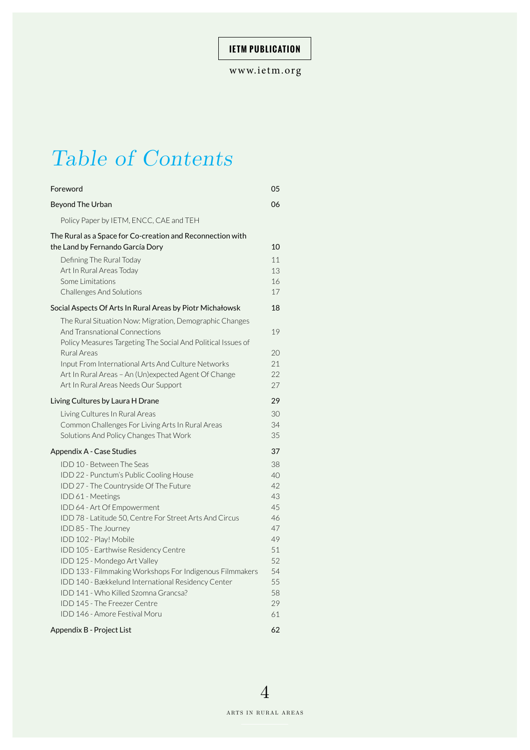**IETM PUBLICATION**

www.ietm.org

# Table of Contents

| | |
|---|---|
| Foreword | 05 |
| Beyond The Urban | 06 |
| Policy Paper by IETM, ENCC, CAE and TEH | |
| The Rural as a Space for Co-creation and Reconnection with the Land by Fernando García Dory | 10 |
| Defining The Rural Today | 11 |
| Art In Rural Areas Today | 13 |
| Some Limitations | 16 |
| Challenges And Solutions | 17 |
| Social Aspects Of Arts In Rural Areas by Piotr Michałowsk | 18 |
| The Rural Situation Now: Migration, Demographic Changes And Transnational Connections | 19 |
| Policy Measures Targeting The Social And Political Issues of Rural Areas | 20 |
| Input From International Arts And Culture Networks | 21 |
| Art In Rural Areas – An (Un)expected Agent Of Change | 22 |
| Art In Rural Areas Needs Our Support | 27 |
| Living Cultures by Laura H Drane | 29 |
| Living Cultures In Rural Areas | 30 |
| Common Challenges For Living Arts In Rural Areas | 34 |
| Solutions And Policy Changes That Work | 35 |
| Appendix A - Case Studies | 37 |
| IDD 10 - Between The Seas | 38 |
| IDD 22 - Punctum's Public Cooling House | 40 |
| IDD 27 - The Countryside Of The Future | 42 |
| IDD 61 - Meetings | 43 |
| IDD 64 - Art Of Empowerment | 45 |
| IDD 78 - Latitude 50, Centre For Street Arts And Circus | 46 |
| IDD 85 - The Journey | 47 |
| IDD 102 - Play! Mobile | 49 |
| IDD 105 - Earthwise Residency Centre | 51 |
| IDD 125 - Mondego Art Valley | 52 |
| IDD 133 - Filmmaking Workshops For Indigenous Filmmakers | 54 |
| IDD 140 - Bækkelund International Residency Center | 55 |
| IDD 141 - Who Killed Szomna Grancsa? | 58 |
| IDD 145 - The Freezer Centre | 29 |
| IDD 146 - Amore Festival Moru | 61 |
| Appendix B - Project List | 62 |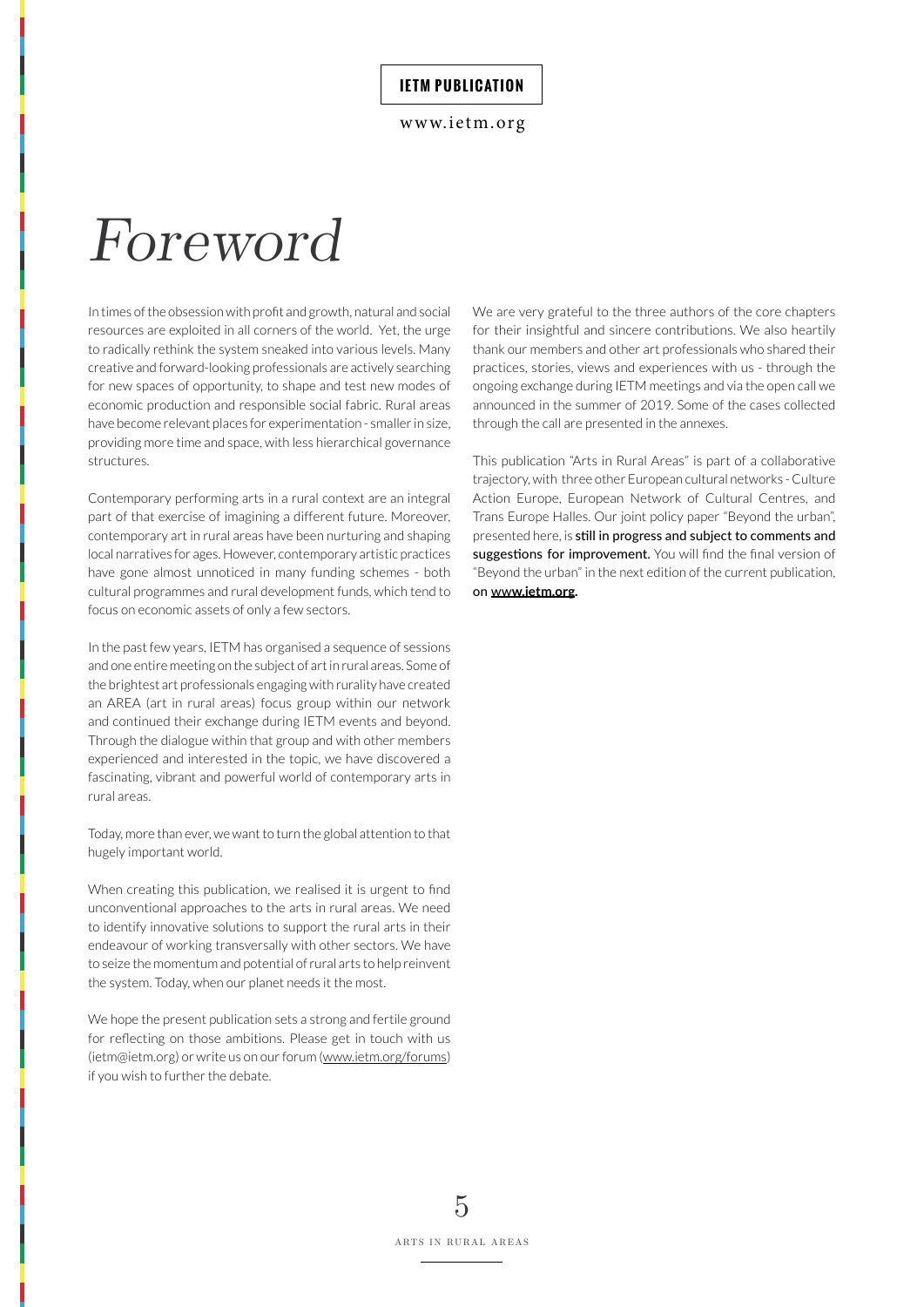# Foreword

In times of the obsession with profit and growth, natural and social resources are exploited in all corners of the world. Yet, the urge to radically rethink the system sneaked into various levels. Many creative and forward-looking professionals are actively searching for new spaces of opportunity, to shape and test new modes of economic production and responsible social fabric. Rural areas have become relevant places for experimentation - smaller in size, providing more time and space, with less hierarchical governance structures.

Contemporary performing arts in a rural context are an integral part of that exercise of imagining a different future. Moreover, contemporary art in rural areas have been nurturing and shaping local narratives for ages. However, contemporary artistic practices have gone almost unnoticed in many funding schemes - both cultural programmes and rural development funds, which tend to focus on economic assets of only a few sectors.

In the past few years, IETM has organised a sequence of sessions and one entire meeting on the subject of art in rural areas. Some of the brightest art professionals engaging with rurality have created an AREA (art in rural areas) focus group within our network and continued their exchange during IETM events and beyond. Through the dialogue within that group and with other members experienced and interested in the topic, we have discovered a fascinating, vibrant and powerful world of contemporary arts in rural areas.

Today, more than ever, we want to turn the global attention to that hugely important world.

When creating this publication, we realised it is urgent to find unconventional approaches to the arts in rural areas. We need to identify innovative solutions to support the rural arts in their endeavour of working transversally with other sectors. We have to seize the momentum and potential of rural arts to help reinvent the system. Today, when our planet needs it the most.

We hope the present publication sets a strong and fertile ground for reflecting on those ambitions. Please get in touch with us (ietm@ietm.org) or write us on our forum (www.ietm.org/forums) if you wish to further the debate.

We are very grateful to the three authors of the core chapters for their insightful and sincere contributions. We also heartily thank our members and other art professionals who shared their practices, stories, views and experiences with us - through the ongoing exchange during IETM meetings and via the open call we announced in the summer of 2019. Some of the cases collected through the call are presented in the annexes.

This publication "Arts in Rural Areas" is part of a collaborative trajectory, with three other European cultural networks - Culture Action Europe, European Network of Cultural Centres, and Trans Europe Halles. Our joint policy paper "Beyond the urban", presented here, is **still in progress and subject to comments and suggestions for improvement.** You will find the final version of "Beyond the urban" in the next edition of the current publication, on **www.ietm.org.**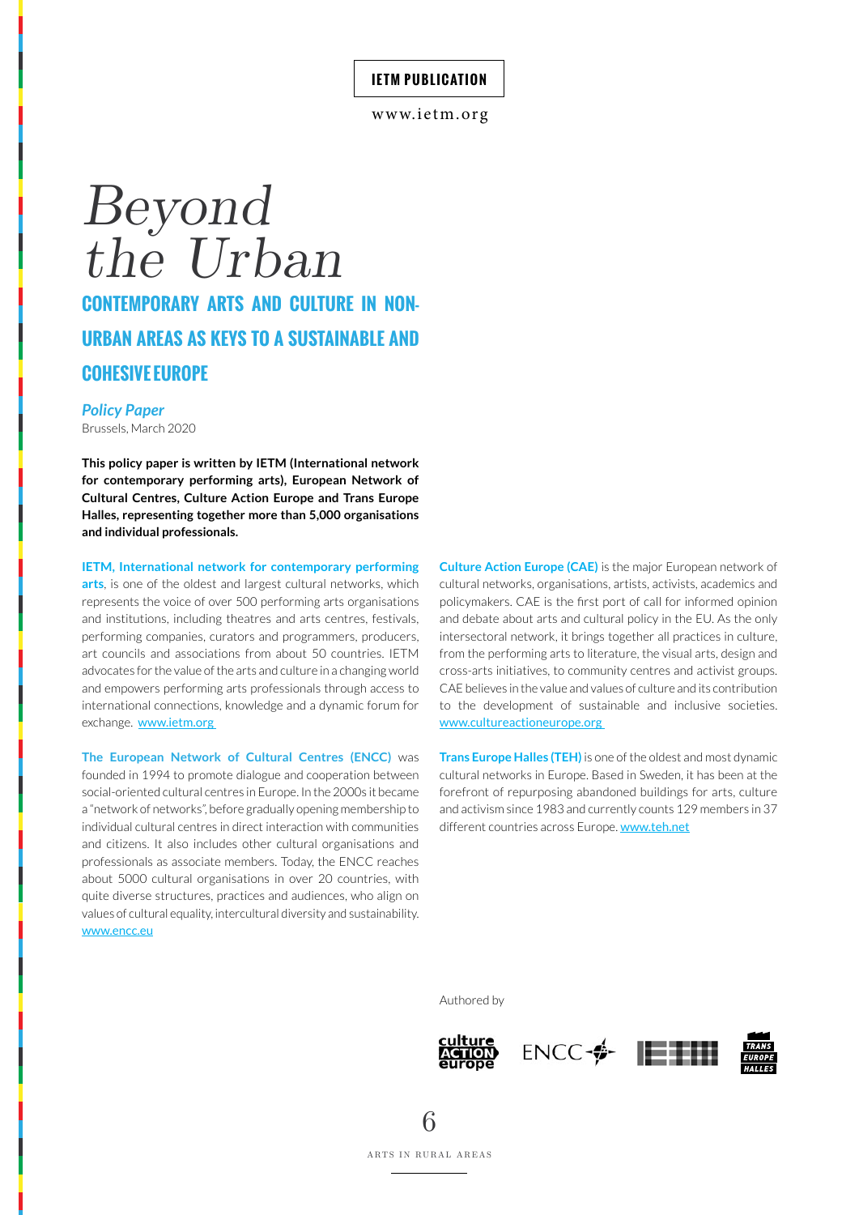**IETM PUBLICATION**

www.ietm.org

# *Beyond the Urban*

## CONTEMPORARY ARTS AND CULTURE IN NON-URBAN AREAS AS KEYS TO A SUSTAINABLE AND COHESIVE EUROPE

*Policy Paper*
Brussels, March 2020

**This policy paper is written by IETM (International network for contemporary performing arts), European Network of Cultural Centres, Culture Action Europe and Trans Europe Halles, representing together more than 5,000 organisations and individual professionals.**

**IETM, International network for contemporary performing arts**, is one of the oldest and largest cultural networks, which represents the voice of over 500 performing arts organisations and institutions, including theatres and arts centres, festivals, performing companies, curators and programmers, producers, art councils and associations from about 50 countries. IETM advocates for the value of the arts and culture in a changing world and empowers performing arts professionals through access to international connections, knowledge and a dynamic forum for exchange. www.ietm.org

**The European Network of Cultural Centres (ENCC)** was founded in 1994 to promote dialogue and cooperation between social-oriented cultural centres in Europe. In the 2000s it became a "network of networks", before gradually opening membership to individual cultural centres in direct interaction with communities and citizens. It also includes other cultural organisations and professionals as associate members. Today, the ENCC reaches about 5000 cultural organisations in over 20 countries, with quite diverse structures, practices and audiences, who align on values of cultural equality, intercultural diversity and sustainability. www.encc.eu

**Culture Action Europe (CAE)** is the major European network of cultural networks, organisations, artists, activists, academics and policymakers. CAE is the first port of call for informed opinion and debate about arts and cultural policy in the EU. As the only intersectoral network, it brings together all practices in culture, from the performing arts to literature, the visual arts, design and cross-arts initiatives, to community centres and activist groups. CAE believes in the value and values of culture and its contribution to the development of sustainable and inclusive societies. www.cultureactioneurope.org

**Trans Europe Halles (TEH)** is one of the oldest and most dynamic cultural networks in Europe. Based in Sweden, it has been at the forefront of repurposing abandoned buildings for arts, culture and activism since 1983 and currently counts 129 members in 37 different countries across Europe. www.teh.net

Authored by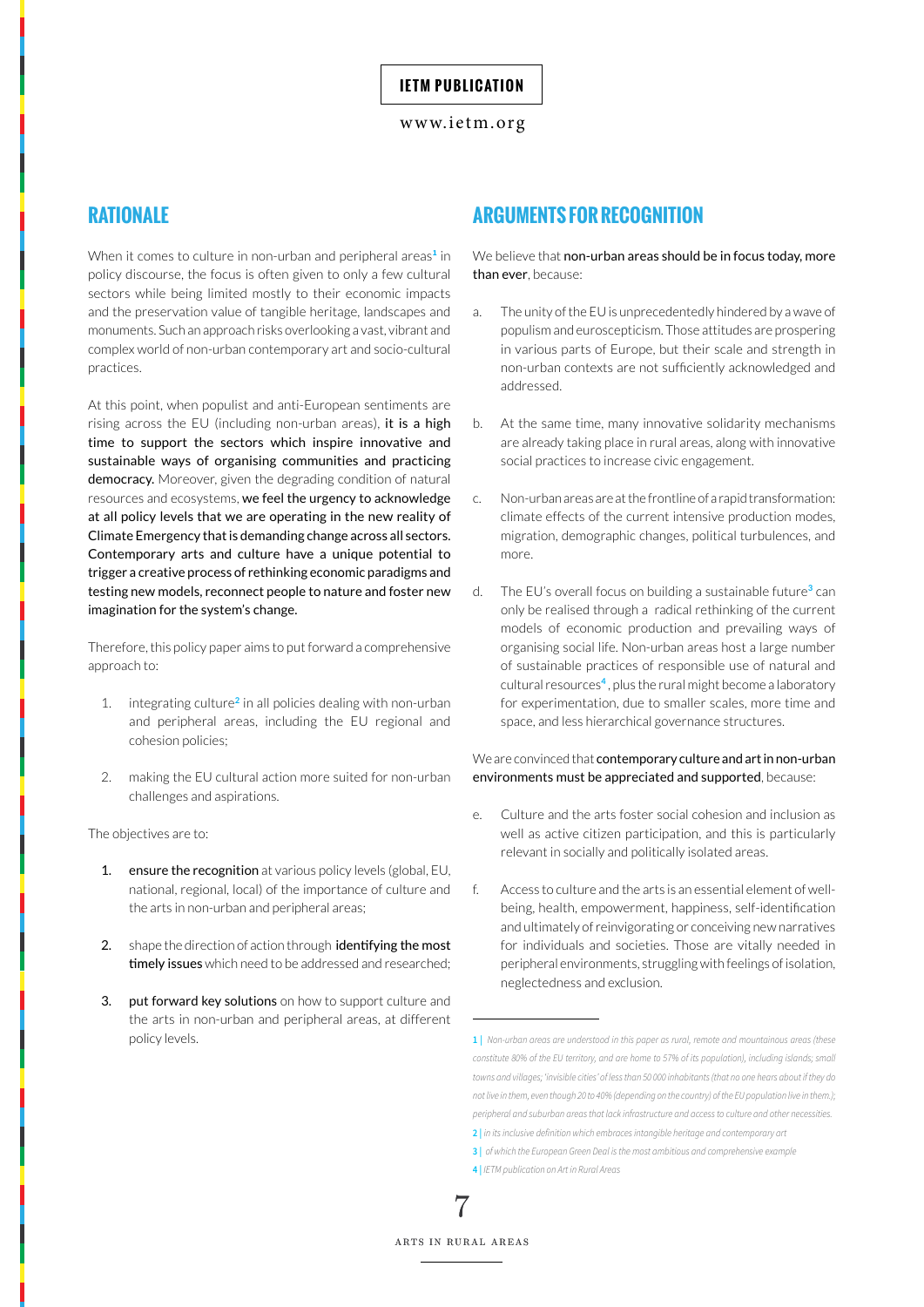## RATIONALE

When it comes to culture in non-urban and peripheral areas[1] in policy discourse, the focus is often given to only a few cultural sectors while being limited mostly to their economic impacts and the preservation value of tangible heritage, landscapes and monuments. Such an approach risks overlooking a vast, vibrant and complex world of non-urban contemporary art and socio-cultural practices.

At this point, when populist and anti-European sentiments are rising across the EU (including non-urban areas), it is a high time to support the sectors which inspire innovative and sustainable ways of organising communities and practicing democracy. Moreover, given the degrading condition of natural resources and ecosystems, we feel the urgency to acknowledge at all policy levels that we are operating in the new reality of Climate Emergency that is demanding change across all sectors. Contemporary arts and culture have a unique potential to trigger a creative process of rethinking economic paradigms and testing new models, reconnect people to nature and foster new imagination for the system's change.

Therefore, this policy paper aims to put forward a comprehensive approach to:

1. integrating culture[2] in all policies dealing with non-urban and peripheral areas, including the EU regional and cohesion policies;
2. making the EU cultural action more suited for non-urban challenges and aspirations.

The objectives are to:

1. ensure the recognition at various policy levels (global, EU, national, regional, local) of the importance of culture and the arts in non-urban and peripheral areas;
2. shape the direction of action through identifying the most timely issues which need to be addressed and researched;
3. put forward key solutions on how to support culture and the arts in non-urban and peripheral areas, at different policy levels.

## ARGUMENTS FOR RECOGNITION

We believe that non-urban areas should be in focus today, more than ever, because:

a. The unity of the EU is unprecedentedly hindered by a wave of populism and euroscepticism. Those attitudes are prospering in various parts of Europe, but their scale and strength in non-urban contexts are not sufficiently acknowledged and addressed.

b. At the same time, many innovative solidarity mechanisms are already taking place in rural areas, along with innovative social practices to increase civic engagement.

c. Non-urban areas are at the frontline of a rapid transformation: climate effects of the current intensive production modes, migration, demographic changes, political turbulences, and more.

d. The EU's overall focus on building a sustainable future[3] can only be realised through a radical rethinking of the current models of economic production and prevailing ways of organising social life. Non-urban areas host a large number of sustainable practices of responsible use of natural and cultural resources[4], plus the rural might become a laboratory for experimentation, due to smaller scales, more time and space, and less hierarchical governance structures.

We are convinced that contemporary culture and art in non-urban environments must be appreciated and supported, because:

e. Culture and the arts foster social cohesion and inclusion as well as active citizen participation, and this is particularly relevant in socially and politically isolated areas.

f. Access to culture and the arts is an essential element of well-being, health, empowerment, happiness, self-identification and ultimately of reinvigorating or conceiving new narratives for individuals and societies. Those are vitally needed in peripheral environments, struggling with feelings of isolation, neglectedness and exclusion.

---

*1 | Non-urban areas are understood in this paper as rural, remote and mountainous areas (these constitute 80% of the EU territory, and are home to 57% of its population), including islands; small towns and villages; 'invisible cities' of less than 50 000 inhabitants (that no one hears about if they do not live in them, even though 20 to 40% (depending on the country) of the EU population live in them.); peripheral and suburban areas that lack infrastructure and access to culture and other necessities.*

*2 | in its inclusive definition which embraces intangible heritage and contemporary art*

*3 | of which the European Green Deal is the most ambitious and comprehensive example*

*4 | IETM publication on Art in Rural Areas*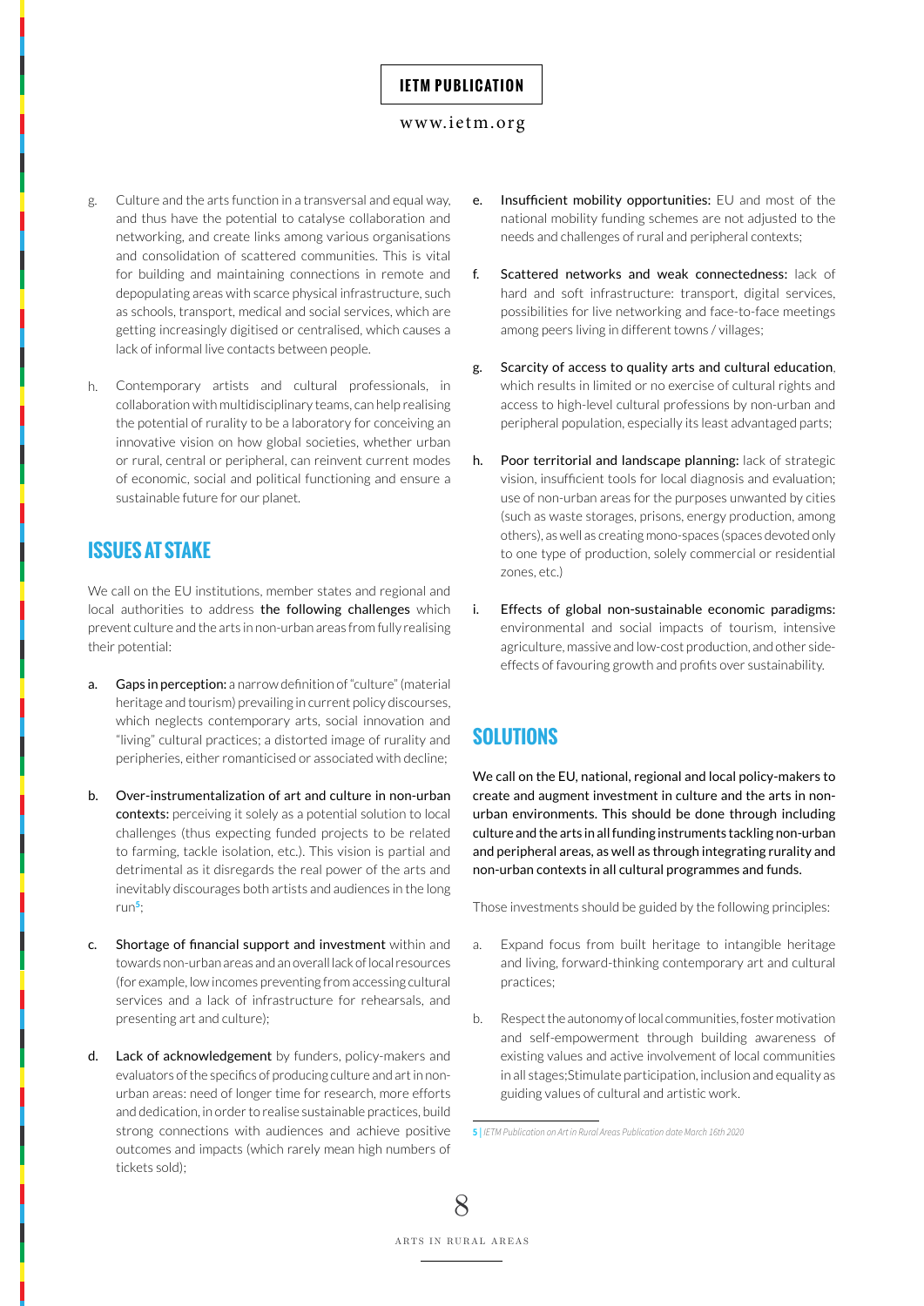g. Culture and the arts function in a transversal and equal way, and thus have the potential to catalyse collaboration and networking, and create links among various organisations and consolidation of scattered communities. This is vital for building and maintaining connections in remote and depopulating areas with scarce physical infrastructure, such as schools, transport, medical and social services, which are getting increasingly digitised or centralised, which causes a lack of informal live contacts between people.

h. Contemporary artists and cultural professionals, in collaboration with multidisciplinary teams, can help realising the potential of rurality to be a laboratory for conceiving an innovative vision on how global societies, whether urban or rural, central or peripheral, can reinvent current modes of economic, social and political functioning and ensure a sustainable future for our planet.

## ISSUES AT STAKE

We call on the EU institutions, member states and regional and local authorities to address the following challenges which prevent culture and the arts in non-urban areas from fully realising their potential:

a. Gaps in perception: a narrow definition of "culture" (material heritage and tourism) prevailing in current policy discourses, which neglects contemporary arts, social innovation and "living" cultural practices; a distorted image of rurality and peripheries, either romanticised or associated with decline;

b. Over-instrumentalization of art and culture in non-urban contexts: perceiving it solely as a potential solution to local challenges (thus expecting funded projects to be related to farming, tackle isolation, etc.). This vision is partial and detrimental as it disregards the real power of the arts and inevitably discourages both artists and audiences in the long run[5];

c. Shortage of financial support and investment within and towards non-urban areas and an overall lack of local resources (for example, low incomes preventing from accessing cultural services and a lack of infrastructure for rehearsals, and presenting art and culture);

d. Lack of acknowledgement by funders, policy-makers and evaluators of the specifics of producing culture and art in non-urban areas: need of longer time for research, more efforts and dedication, in order to realise sustainable practices, build strong connections with audiences and achieve positive outcomes and impacts (which rarely mean high numbers of tickets sold);

e. Insufficient mobility opportunities: EU and most of the national mobility funding schemes are not adjusted to the needs and challenges of rural and peripheral contexts;

f. Scattered networks and weak connectedness: lack of hard and soft infrastructure: transport, digital services, possibilities for live networking and face-to-face meetings among peers living in different towns / villages;

g. Scarcity of access to quality arts and cultural education, which results in limited or no exercise of cultural rights and access to high-level cultural professions by non-urban and peripheral population, especially its least advantaged parts;

h. Poor territorial and landscape planning: lack of strategic vision, insufficient tools for local diagnosis and evaluation; use of non-urban areas for the purposes unwanted by cities (such as waste storages, prisons, energy production, among others), as well as creating mono-spaces (spaces devoted only to one type of production, solely commercial or residential zones, etc.)

i. Effects of global non-sustainable economic paradigms: environmental and social impacts of tourism, intensive agriculture, massive and low-cost production, and other side-effects of favouring growth and profits over sustainability.

## SOLUTIONS

We call on the EU, national, regional and local policy-makers to create and augment investment in culture and the arts in non-urban environments. This should be done through including culture and the arts in all funding instruments tackling non-urban and peripheral areas, as well as through integrating rurality and non-urban contexts in all cultural programmes and funds.

Those investments should be guided by the following principles:

a. Expand focus from built heritage to intangible heritage and living, forward-thinking contemporary art and cultural practices;

b. Respect the autonomy of local communities, foster motivation and self-empowerment through building awareness of existing values and active involvement of local communities in all stages;Stimulate participation, inclusion and equality as guiding values of cultural and artistic work.

[5] | *IETM Publication on Art in Rural Areas Publication date March 16th 2020*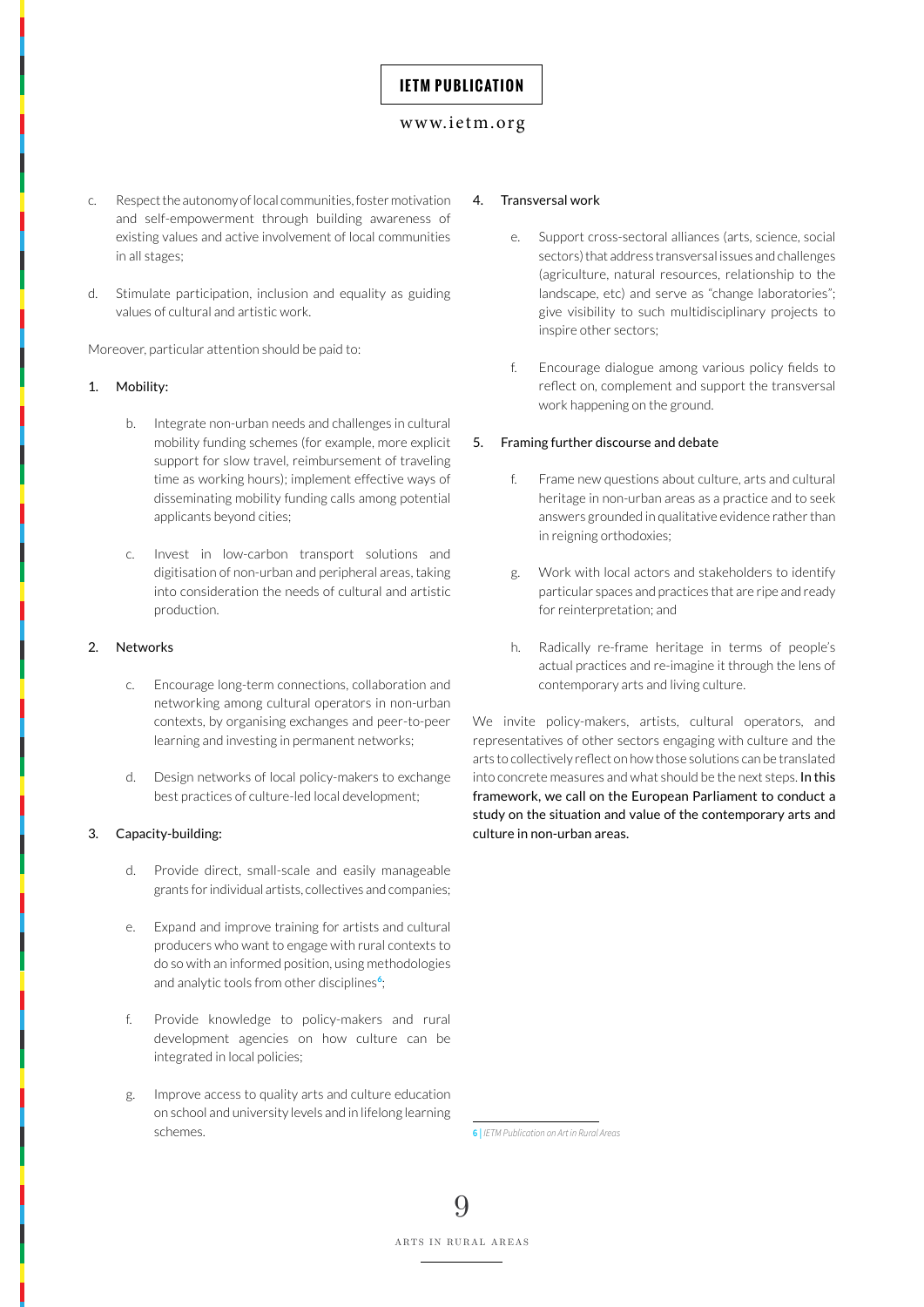c. Respect the autonomy of local communities, foster motivation and self-empowerment through building awareness of existing values and active involvement of local communities in all stages;

d. Stimulate participation, inclusion and equality as guiding values of cultural and artistic work.

Moreover, particular attention should be paid to:

1. Mobility:

    b. Integrate non-urban needs and challenges in cultural mobility funding schemes (for example, more explicit support for slow travel, reimbursement of traveling time as working hours); implement effective ways of disseminating mobility funding calls among potential applicants beyond cities;

    c. Invest in low-carbon transport solutions and digitisation of non-urban and peripheral areas, taking into consideration the needs of cultural and artistic production.

2. Networks

    c. Encourage long-term connections, collaboration and networking among cultural operators in non-urban contexts, by organising exchanges and peer-to-peer learning and investing in permanent networks;

    d. Design networks of local policy-makers to exchange best practices of culture-led local development;

3. Capacity-building:

    d. Provide direct, small-scale and easily manageable grants for individual artists, collectives and companies;

    e. Expand and improve training for artists and cultural producers who want to engage with rural contexts to do so with an informed position, using methodologies and analytic tools from other disciplines[6];

    f. Provide knowledge to policy-makers and rural development agencies on how culture can be integrated in local policies;

    g. Improve access to quality arts and culture education on school and university levels and in lifelong learning schemes.

4. Transversal work

    e. Support cross-sectoral alliances (arts, science, social sectors) that address transversal issues and challenges (agriculture, natural resources, relationship to the landscape, etc) and serve as "change laboratories"; give visibility to such multidisciplinary projects to inspire other sectors;

    f. Encourage dialogue among various policy fields to reflect on, complement and support the transversal work happening on the ground.

5. Framing further discourse and debate

    f. Frame new questions about culture, arts and cultural heritage in non-urban areas as a practice and to seek answers grounded in qualitative evidence rather than in reigning orthodoxies;

    g. Work with local actors and stakeholders to identify particular spaces and practices that are ripe and ready for reinterpretation; and

    h. Radically re-frame heritage in terms of people's actual practices and re-imagine it through the lens of contemporary arts and living culture.

We invite policy-makers, artists, cultural operators, and representatives of other sectors engaging with culture and the arts to collectively reflect on how those solutions can be translated into concrete measures and what should be the next steps. In this framework, we call on the European Parliament to conduct a study on the situation and value of the contemporary arts and culture in non-urban areas.

---

6 | *IETM Publication on Art in Rural Areas*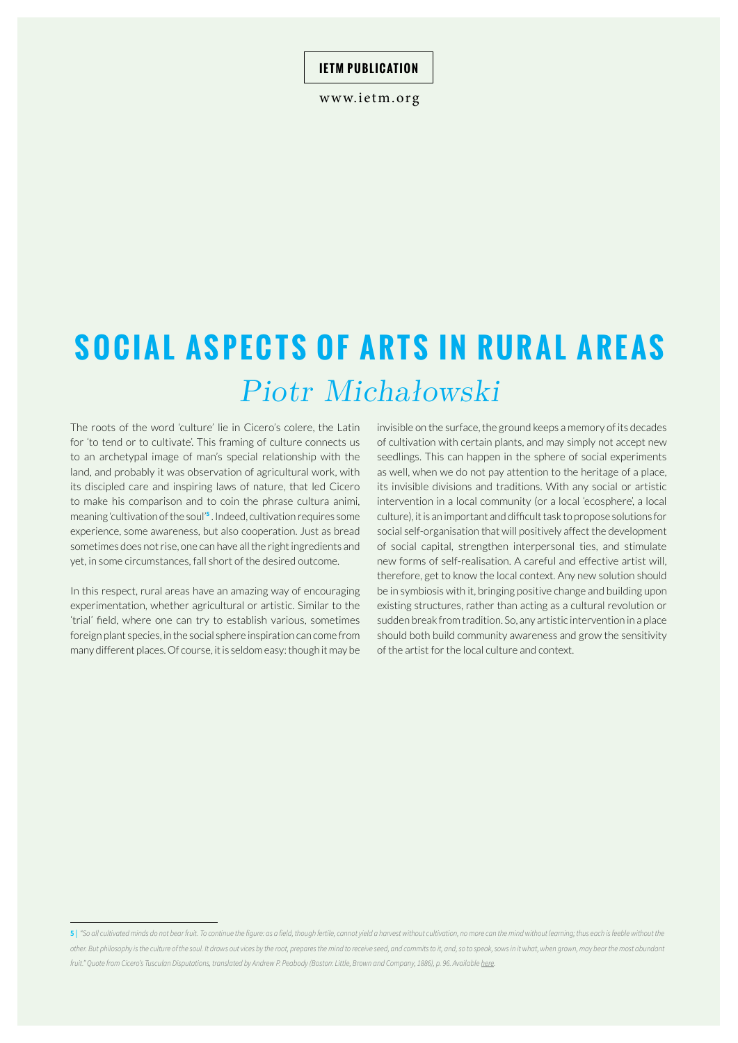# SOCIAL ASPECTS OF ARTS IN RURAL AREAS

## *Piotr Michałowski*

The roots of the word 'culture' lie in Cicero's colere, the Latin for 'to tend or to cultivate'. This framing of culture connects us to an archetypal image of man's special relationship with the land, and probably it was observation of agricultural work, with its discipled care and inspiring laws of nature, that led Cicero to make his comparison and to coin the phrase cultura animi, meaning 'cultivation of the soul'[5]. Indeed, cultivation requires some experience, some awareness, but also cooperation. Just as bread sometimes does not rise, one can have all the right ingredients and yet, in some circumstances, fall short of the desired outcome.

In this respect, rural areas have an amazing way of encouraging experimentation, whether agricultural or artistic. Similar to the 'trial' field, where one can try to establish various, sometimes foreign plant species, in the social sphere inspiration can come from many different places. Of course, it is seldom easy: though it may be invisible on the surface, the ground keeps a memory of its decades of cultivation with certain plants, and may simply not accept new seedlings. This can happen in the sphere of social experiments as well, when we do not pay attention to the heritage of a place, its invisible divisions and traditions. With any social or artistic intervention in a local community (or a local 'ecosphere', a local culture), it is an important and difficult task to propose solutions for social self-organisation that will positively affect the development of social capital, strengthen interpersonal ties, and stimulate new forms of self-realisation. A careful and effective artist will, therefore, get to know the local context. Any new solution should be in symbiosis with it, bringing positive change and building upon existing structures, rather than acting as a cultural revolution or sudden break from tradition. So, any artistic intervention in a place should both build community awareness and grow the sensitivity of the artist for the local culture and context.

---

5 | *"So all cultivated minds do not bear fruit. To continue the figure: as a field, though fertile, cannot yield a harvest without cultivation, no more can the mind without learning; thus each is feeble without the other. But philosophy is the culture of the soul. It draws out vices by the root, prepares the mind to receive seed, and commits to it, and, so to speak, sows in it what, when grown, may bear the most abundant fruit." Quote from Cicero's Tusculan Disputations, translated by Andrew P. Peabody (Boston: Little, Brown and Company, 1886), p. 96. Available here.*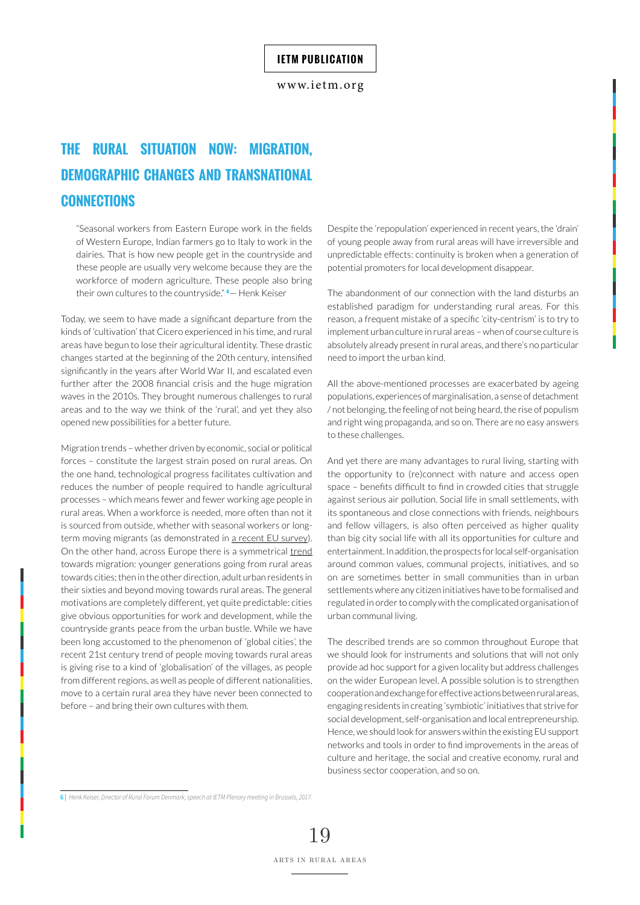## THE RURAL SITUATION NOW: MIGRATION, DEMOGRAPHIC CHANGES AND TRANSNATIONAL CONNECTIONS

> "Seasonal workers from Eastern Europe work in the fields of Western Europe, Indian farmers go to Italy to work in the dairies. That is how new people get in the countryside and these people are usually very welcome because they are the workforce of modern agriculture. These people also bring their own cultures to the countryside." [6]— Henk Keiser

Today, we seem to have made a significant departure from the kinds of 'cultivation' that Cicero experienced in his time, and rural areas have begun to lose their agricultural identity. These drastic changes started at the beginning of the 20th century, intensified significantly in the years after World War II, and escalated even further after the 2008 financial crisis and the huge migration waves in the 2010s. They brought numerous challenges to rural areas and to the way we think of the 'rural', and yet they also opened new possibilities for a better future.

Migration trends – whether driven by economic, social or political forces – constitute the largest strain posed on rural areas. On the one hand, technological progress facilitates cultivation and reduces the number of people required to handle agricultural processes – which means fewer and fewer working age people in rural areas. When a workforce is needed, more often than not it is sourced from outside, whether with seasonal workers or long-term moving migrants (as demonstrated in a recent EU survey). On the other hand, across Europe there is a symmetrical trend towards migration: younger generations going from rural areas towards cities; then in the other direction, adult urban residents in their sixties and beyond moving towards rural areas. The general motivations are completely different, yet quite predictable: cities give obvious opportunities for work and development, while the countryside grants peace from the urban bustle. While we have been long accustomed to the phenomenon of 'global cities', the recent 21st century trend of people moving towards rural areas is giving rise to a kind of 'globalisation' of the villages, as people from different regions, as well as people of different nationalities, move to a certain rural area they have never been connected to before – and bring their own cultures with them.

Despite the 'repopulation' experienced in recent years, the 'drain' of young people away from rural areas will have irreversible and unpredictable effects: continuity is broken when a generation of potential promoters for local development disappear.

The abandonment of our connection with the land disturbs an established paradigm for understanding rural areas. For this reason, a frequent mistake of a specific 'city-centrism' is to try to implement urban culture in rural areas – when of course culture is absolutely already present in rural areas, and there's no particular need to import the urban kind.

All the above-mentioned processes are exacerbated by ageing populations, experiences of marginalisation, a sense of detachment / not belonging, the feeling of not being heard, the rise of populism and right wing propaganda, and so on. There are no easy answers to these challenges.

And yet there are many advantages to rural living, starting with the opportunity to (re)connect with nature and access open space – benefits difficult to find in crowded cities that struggle against serious air pollution. Social life in small settlements, with its spontaneous and close connections with friends, neighbours and fellow villagers, is also often perceived as higher quality than big city social life with all its opportunities for culture and entertainment. In addition, the prospects for local self-organisation around common values, communal projects, initiatives, and so on are sometimes better in small communities than in urban settlements where any citizen initiatives have to be formalised and regulated in order to comply with the complicated organisation of urban communal living.

The described trends are so common throughout Europe that we should look for instruments and solutions that will not only provide ad hoc support for a given locality but address challenges on the wider European level. A possible solution is to strengthen cooperation and exchange for effective actions between rural areas, engaging residents in creating 'symbiotic' initiatives that strive for social development, self-organisation and local entrepreneurship. Hence, we should look for answers within the existing EU support networks and tools in order to find improvements in the areas of culture and heritage, the social and creative economy, rural and business sector cooperation, and so on.

---

[6] *Henk Keiser, Director of Rural Forum Denmark, speech at IETM Plenary meeting in Brussels, 2017.*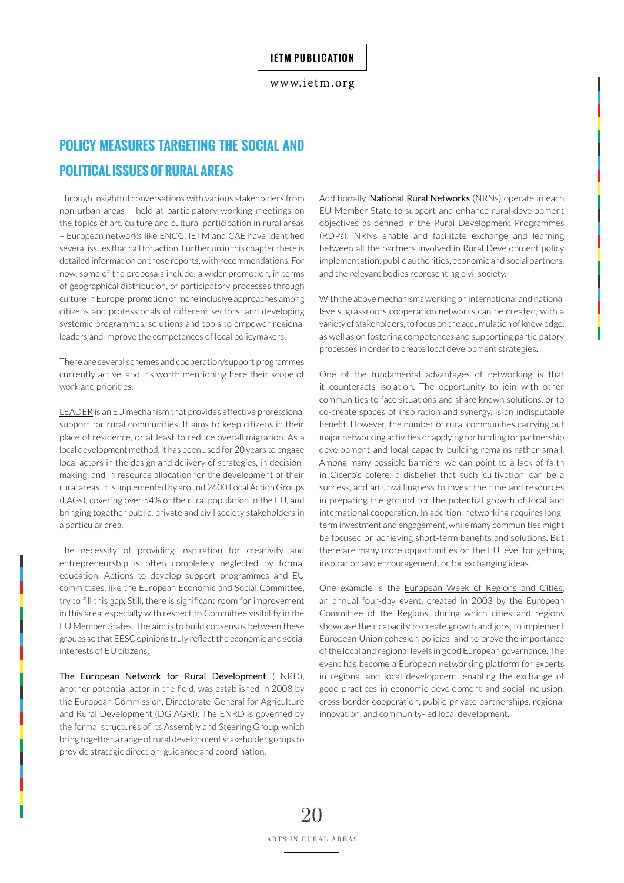## POLICY MEASURES TARGETING THE SOCIAL AND POLITICAL ISSUES OF RURAL AREAS

Through insightful conversations with various stakeholders from non-urban areas – held at participatory working meetings on the topics of art, culture and cultural participation in rural areas – European networks like ENCC, IETM and CAE have identified several issues that call for action. Further on in this chapter there is detailed information on those reports, with recommendations. For now, some of the proposals include: a wider promotion, in terms of geographical distribution, of participatory processes through culture in Europe; promotion of more inclusive approaches among citizens and professionals of different sectors; and developing systemic programmes, solutions and tools to empower regional leaders and improve the competences of local policymakers.

There are several schemes and cooperation/support programmes currently active, and it's worth mentioning here their scope of work and priorities.

LEADER is an EU mechanism that provides effective professional support for rural communities. It aims to keep citizens in their place of residence, or at least to reduce overall migration. As a local development method, it has been used for 20 years to engage local actors in the design and delivery of strategies, in decision-making, and in resource allocation for the development of their rural areas. It is implemented by around 2600 Local Action Groups (LAGs), covering over 54% of the rural population in the EU, and bringing together public, private and civil society stakeholders in a particular area.

The necessity of providing inspiration for creativity and entrepreneurship is often completely neglected by formal education. Actions to develop support programmes and EU committees, like the European Economic and Social Committee, try to fill this gap. Still, there is significant room for improvement in this area, especially with respect to Committee visibility in the EU Member States. The aim is to build consensus between these groups so that EESC opinions truly reflect the economic and social interests of EU citizens.

**The European Network for Rural Development** (ENRD), another potential actor in the field, was established in 2008 by the European Commission, Directorate-General for Agriculture and Rural Development (DG AGRI). The ENRD is governed by the formal structures of its Assembly and Steering Group, which bring together a range of rural development stakeholder groups to provide strategic direction, guidance and coordination.

Additionally, **National Rural Networks** (NRNs) operate in each EU Member State to support and enhance rural development objectives as defined in the Rural Development Programmes (RDPs). NRNs enable and facilitate exchange and learning between all the partners involved in Rural Development policy implementation: public authorities, economic and social partners, and the relevant bodies representing civil society.

With the above mechanisms working on international and national levels, grassroots cooperation networks can be created, with a variety of stakeholders, to focus on the accumulation of knowledge, as well as on fostering competences and supporting participatory processes in order to create local development strategies.

One of the fundamental advantages of networking is that it counteracts isolation. The opportunity to join with other communities to face situations and share known solutions, or to co-create spaces of inspiration and synergy, is an indisputable benefit. However, the number of rural communities carrying out major networking activities or applying for funding for partnership development and local capacity building remains rather small. Among many possible barriers, we can point to a lack of faith in Cicero's colere: a disbelief that such 'cultivation' can be a success, and an unwillingness to invest the time and resources in preparing the ground for the potential growth of local and international cooperation. In addition, networking requires long-term investment and engagement, while many communities might be focused on achieving short-term benefits and solutions. But there are many more opportunities on the EU level for getting inspiration and encouragement, or for exchanging ideas.

One example is the European Week of Regions and Cities, an annual four-day event, created in 2003 by the European Committee of the Regions, during which cities and regions showcase their capacity to create growth and jobs, to implement European Union cohesion policies, and to prove the importance of the local and regional levels in good European governance. The event has become a European networking platform for experts in regional and local development, enabling the exchange of good practices in economic development and social inclusion, cross-border cooperation, public-private partnerships, regional innovation, and community-led local development.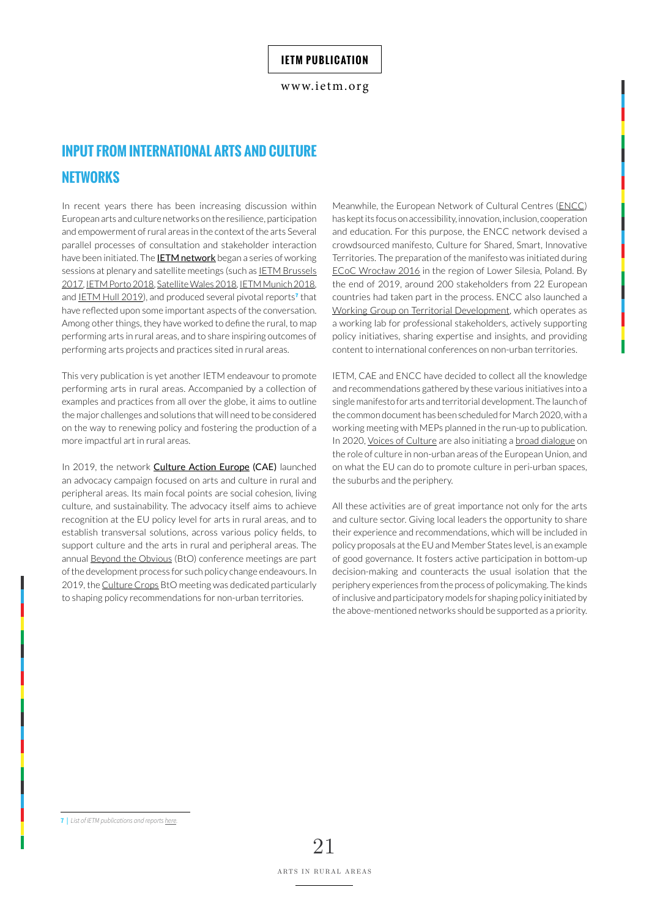## INPUT FROM INTERNATIONAL ARTS AND CULTURE NETWORKS

In recent years there has been increasing discussion within European arts and culture networks on the resilience, participation and empowerment of rural areas in the context of the arts Several parallel processes of consultation and stakeholder interaction have been initiated. The **IETM network** began a series of working sessions at plenary and satellite meetings (such as IETM Brussels 2017, IETM Porto 2018, Satellite Wales 2018, IETM Munich 2018, and IETM Hull 2019), and produced several pivotal reports[7] that have reflected upon some important aspects of the conversation. Among other things, they have worked to define the rural, to map performing arts in rural areas, and to share inspiring outcomes of performing arts projects and practices sited in rural areas.

This very publication is yet another IETM endeavour to promote performing arts in rural areas. Accompanied by a collection of examples and practices from all over the globe, it aims to outline the major challenges and solutions that will need to be considered on the way to renewing policy and fostering the production of a more impactful art in rural areas.

In 2019, the network Culture Action Europe (CAE) launched an advocacy campaign focused on arts and culture in rural and peripheral areas. Its main focal points are social cohesion, living culture, and sustainability. The advocacy itself aims to achieve recognition at the EU policy level for arts in rural areas, and to establish transversal solutions, across various policy fields, to support culture and the arts in rural and peripheral areas. The annual Beyond the Obvious (BtO) conference meetings are part of the development process for such policy change endeavours. In 2019, the Culture Crops BtO meeting was dedicated particularly to shaping policy recommendations for non-urban territories.

Meanwhile, the European Network of Cultural Centres (ENCC) has kept its focus on accessibility, innovation, inclusion, cooperation and education. For this purpose, the ENCC network devised a crowdsourced manifesto, Culture for Shared, Smart, Innovative Territories. The preparation of the manifesto was initiated during ECoC Wrocław 2016 in the region of Lower Silesia, Poland. By the end of 2019, around 200 stakeholders from 22 European countries had taken part in the process. ENCC also launched a Working Group on Territorial Development, which operates as a working lab for professional stakeholders, actively supporting policy initiatives, sharing expertise and insights, and providing content to international conferences on non-urban territories.

IETM, CAE and ENCC have decided to collect all the knowledge and recommendations gathered by these various initiatives into a single manifesto for arts and territorial development. The launch of the common document has been scheduled for March 2020, with a working meeting with MEPs planned in the run-up to publication. In 2020, Voices of Culture are also initiating a broad dialogue on the role of culture in non-urban areas of the European Union, and on what the EU can do to promote culture in peri-urban spaces, the suburbs and the periphery.

All these activities are of great importance not only for the arts and culture sector. Giving local leaders the opportunity to share their experience and recommendations, which will be included in policy proposals at the EU and Member States level, is an example of good governance. It fosters active participation in bottom-up decision-making and counteracts the usual isolation that the periphery experiences from the process of policymaking. The kinds of inclusive and participatory models for shaping policy initiated by the above-mentioned networks should be supported as a priority.

---

7 | *List of IETM publications and reports here.*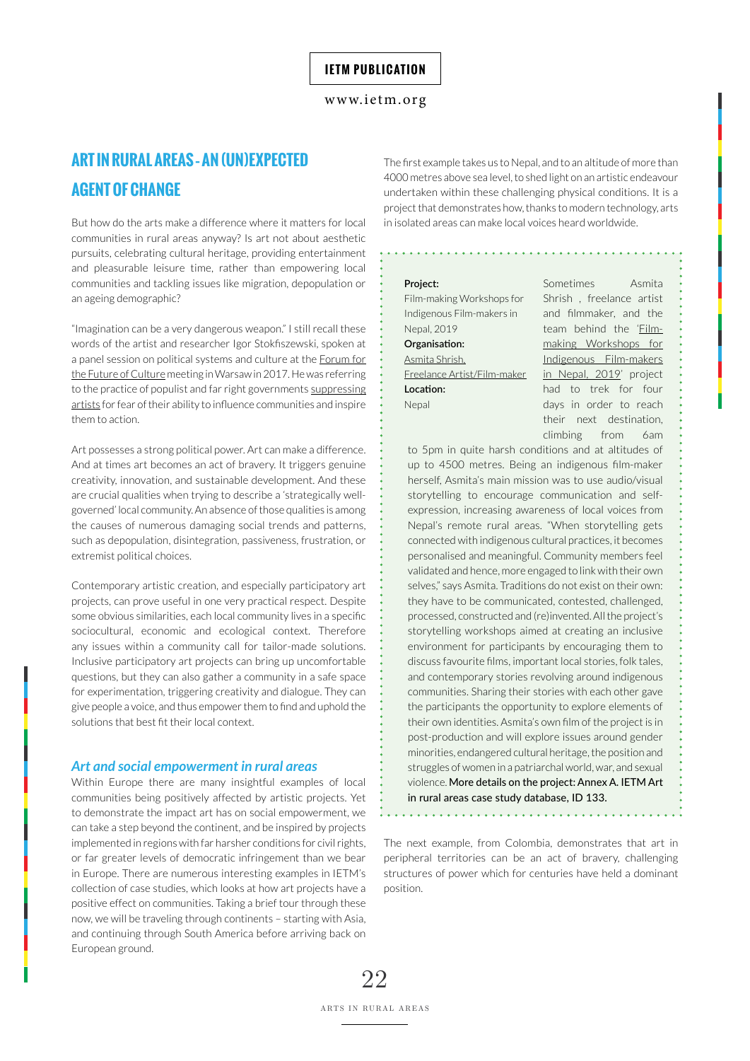## ART IN RURAL AREAS - AN (UN)EXPECTED AGENT OF CHANGE

But how do the arts make a difference where it matters for local communities in rural areas anyway? Is art not about aesthetic pursuits, celebrating cultural heritage, providing entertainment and pleasurable leisure time, rather than empowering local communities and tackling issues like migration, depopulation or an ageing demographic?

"Imagination can be a very dangerous weapon." I still recall these words of the artist and researcher Igor Stokfiszewski, spoken at a panel session on political systems and culture at the Forum for the Future of Culture meeting in Warsaw in 2017. He was referring to the practice of populist and far right governments suppressing artists for fear of their ability to influence communities and inspire them to action.

Art possesses a strong political power. Art can make a difference. And at times art becomes an act of bravery. It triggers genuine creativity, innovation, and sustainable development. And these are crucial qualities when trying to describe a 'strategically well-governed' local community. An absence of those qualities is among the causes of numerous damaging social trends and patterns, such as depopulation, disintegration, passiveness, frustration, or extremist political choices.

Contemporary artistic creation, and especially participatory art projects, can prove useful in one very practical respect. Despite some obvious similarities, each local community lives in a specific sociocultural, economic and ecological context. Therefore any issues within a community call for tailor-made solutions. Inclusive participatory art projects can bring up uncomfortable questions, but they can also gather a community in a safe space for experimentation, triggering creativity and dialogue. They can give people a voice, and thus empower them to find and uphold the solutions that best fit their local context.

### *Art and social empowerment in rural areas*

Within Europe there are many insightful examples of local communities being positively affected by artistic projects. Yet to demonstrate the impact art has on social empowerment, we can take a step beyond the continent, and be inspired by projects implemented in regions with far harsher conditions for civil rights, or far greater levels of democratic infringement than we bear in Europe. There are numerous interesting examples in IETM's collection of case studies, which looks at how art projects have a positive effect on communities. Taking a brief tour through these now, we will be traveling through continents – starting with Asia, and continuing through South America before arriving back on European ground.

The first example takes us to Nepal, and to an altitude of more than 4000 metres above sea level, to shed light on an artistic endeavour undertaken within these challenging physical conditions. It is a project that demonstrates how, thanks to modern technology, arts in isolated areas can make local voices heard worldwide.

**Project:**
Film-making Workshops for Indigenous Film-makers in Nepal, 2019
**Organisation:**
Asmita Shrish, Freelance Artist/Film-maker
**Location:**
Nepal

Sometimes Asmita Shrish , freelance artist and filmmaker, and the team behind the 'Film-making Workshops for Indigenous Film-makers in Nepal, 2019' project had to trek for four days in order to reach their next destination, climbing from 6am to 5pm in quite harsh conditions and at altitudes of up to 4500 metres. Being an indigenous film-maker herself, Asmita's main mission was to use audio/visual storytelling to encourage communication and self-expression, increasing awareness of local voices from Nepal's remote rural areas. "When storytelling gets connected with indigenous cultural practices, it becomes personalised and meaningful. Community members feel validated and hence, more engaged to link with their own selves," says Asmita. Traditions do not exist on their own: they have to be communicated, contested, challenged, processed, constructed and (re)invented. All the project's storytelling workshops aimed at creating an inclusive environment for participants by encouraging them to discuss favourite films, important local stories, folk tales, and contemporary stories revolving around indigenous communities. Sharing their stories with each other gave the participants the opportunity to explore elements of their own identities. Asmita's own film of the project is in post-production and will explore issues around gender minorities, endangered cultural heritage, the position and struggles of women in a patriarchal world, war, and sexual violence. **More details on the project: Annex A. IETM Art in rural areas case study database, ID 133.**

The next example, from Colombia, demonstrates that art in peripheral territories can be an act of bravery, challenging structures of power which for centuries have held a dominant position.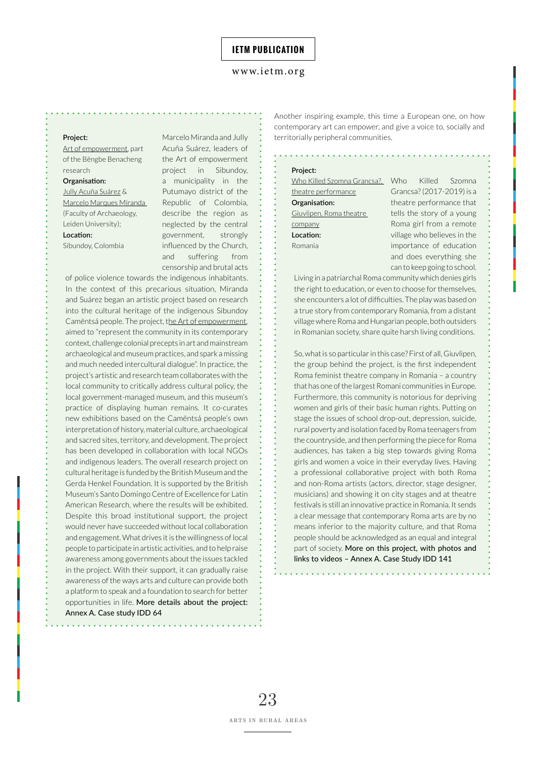**Project:**
Art of empowerment, part of the Bëngbe Benacheng research

**Organisation:**
Jully Acuña Suárez & Marcelo Marques Miranda (Faculty of Archaeology, Leiden University);

**Location:**
Sibundoy, Colombia

Marcelo Miranda and Jully Acuña Suárez, leaders of the Art of empowerment project in Sibundoy, a municipality in the Putumayo district of the Republic of Colombia, describe the region as neglected by the central government, strongly influenced by the Church, and suffering from censorship and brutal acts of police violence towards the indigenous inhabitants. In the context of this precarious situation, Miranda and Suárez began an artistic project based on research into the cultural heritage of the indigenous Sibundoy Camëntsá people. The project, the Art of empowerment, aimed to "represent the community in its contemporary context, challenge colonial precepts in art and mainstream archaeological and museum practices, and spark a missing and much needed intercultural dialogue". In practice, the project's artistic and research team collaborates with the local community to critically address cultural policy, the local government-managed museum, and this museum's practice of displaying human remains. It co-curates new exhibitions based on the Camëntsá people's own interpretation of history, material culture, archaeological and sacred sites, territory, and development. The project has been developed in collaboration with local NGOs and indigenous leaders. The overall research project on cultural heritage is funded by the British Museum and the Gerda Henkel Foundation. It is supported by the British Museum's Santo Domingo Centre of Excellence for Latin American Research, where the results will be exhibited. Despite this broad institutional support, the project would never have succeeded without local collaboration and engagement. What drives it is the willingness of local people to participate in artistic activities, and to help raise awareness among governments about the issues tackled in the project. With their support, it can gradually raise awareness of the ways arts and culture can provide both a platform to speak and a foundation to search for better opportunities in life. More details about the project: Annex A. Case study IDD 64

Another inspiring example, this time a European one, on how contemporary art can empower, and give a voice to, socially and territorially peripheral communities.

**Project:**
Who Killed Szomna Grancsa?, theatre performance

**Organisation:**
Giuvlipen, Roma theatre company

**Location:**
Romania

Who Killed Szomna Grancsa? (2017-2019) is a theatre performance that tells the story of a young Roma girl from a remote village who believes in the importance of education and does everything she can to keep going to school. Living in a patriarchal Roma community which denies girls the right to education, or even to choose for themselves, she encounters a lot of difficulties. The play was based on a true story from contemporary Romania, from a distant village where Roma and Hungarian people, both outsiders in Romanian society, share quite harsh living conditions.

So, what is so particular in this case? First of all, Giuvlipen, the group behind the project, is the first independent Roma feminist theatre company in Romania – a country that has one of the largest Romani communities in Europe. Furthermore, this community is notorious for depriving women and girls of their basic human rights. Putting on stage the issues of school drop-out, depression, suicide, rural poverty and isolation faced by Roma teenagers from the countryside, and then performing the piece for Roma audiences, has taken a big step towards giving Roma girls and women a voice in their everyday lives. Having a professional collaborative project with both Roma and non-Roma artists (actors, director, stage designer, musicians) and showing it on city stages and at theatre festivals is still an innovative practice in Romania. It sends a clear message that contemporary Roma arts are by no means inferior to the majority culture, and that Roma people should be acknowledged as an equal and integral part of society. More on this project, with photos and links to videos – Annex A. Case Study IDD 141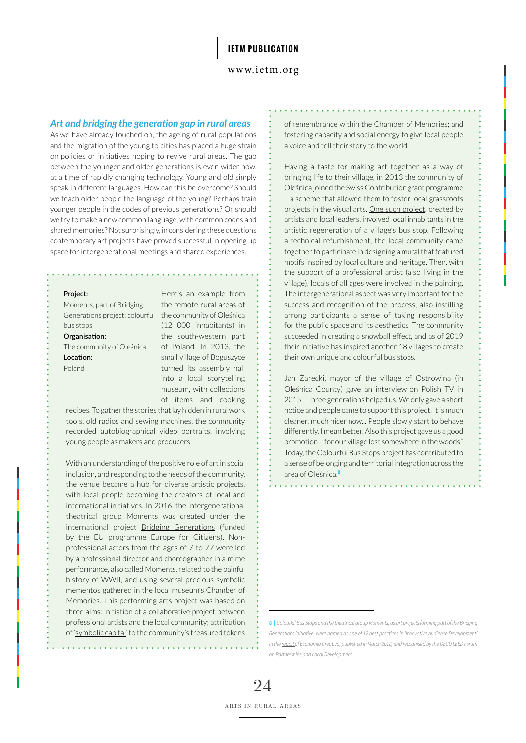### *Art and bridging the generation gap in rural areas*

As we have already touched on, the ageing of rural populations and the migration of the young to cities has placed a huge strain on policies or initiatives hoping to revive rural areas. The gap between the younger and older generations is even wider now, at a time of rapidly changing technology. Young and old simply speak in different languages. How can this be overcome? Should we teach older people the language of the young? Perhaps train younger people in the codes of previous generations? Or should we try to make a new common language, with common codes and shared memories? Not surprisingly, in considering these questions contemporary art projects have proved successful in opening up space for intergenerational meetings and shared experiences.

**Project:**
Moments, part of Bridging Generations project; colourful bus stops
**Organisation:**
The community of Oleśnica
**Location:**
Poland

Here's an example from the remote rural areas of the community of Oleśnica (12 000 inhabitants) in the south-western part of Poland. In 2013, the small village of Boguszyce turned its assembly hall into a local storytelling museum, with collections of items and cooking recipes. To gather the stories that lay hidden in rural work tools, old radios and sewing machines, the community recorded autobiographical video portraits, involving young people as makers and producers.

With an understanding of the positive role of art in social inclusion, and responding to the needs of the community, the venue became a hub for diverse artistic projects, with local people becoming the creators of local and international initiatives. In 2016, the intergenerational theatrical group Moments was created under the international project Bridging Generations (funded by the EU programme Europe for Citizens). Non-professional actors from the ages of 7 to 77 were led by a professional director and choreographer in a mime performance, also called Moments, related to the painful history of WWII, and using several precious symbolic mementos gathered in the local museum's Chamber of Memories. This performing arts project was based on three aims: initiation of a collaborative project between professional artists and the local community; attribution of 'symbolic capital' to the community's treasured tokens of remembrance within the Chamber of Memories; and fostering capacity and social energy to give local people a voice and tell their story to the world.

Having a taste for making art together as a way of bringing life to their village, in 2013 the community of Oleśnica joined the Swiss Contribution grant programme – a scheme that allowed them to foster local grassroots projects in the visual arts. One such project, created by artists and local leaders, involved local inhabitants in the artistic regeneration of a village's bus stop. Following a technical refurbishment, the local community came together to participate in designing a mural that featured motifs inspired by local culture and heritage. Then, with the support of a professional artist (also living in the village), locals of all ages were involved in the painting. The intergenerational aspect was very important for the success and recognition of the process, also instilling among participants a sense of taking responsibility for the public space and its aesthetics. The community succeeded in creating a snowball effect, and as of 2019 their initiative has inspired another 18 villages to create their own unique and colourful bus stops.

Jan Żarecki, mayor of the village of Ostrowina (in Oleśnica County) gave an interview on Polish TV in 2015: "Three generations helped us. We only gave a short notice and people came to support this project. It is much cleaner, much nicer now... People slowly start to behave differently, I mean better. Also this project gave us a good promotion – for our village lost somewhere in the woods." Today, the Colourful Bus Stops project has contributed to a sense of belonging and territorial integration across the area of Oleśnica.[8]

---

[8] | *Colourful Bus Stops and the theatrical group Moments, as art projects forming part of the Bridging Generations initiative, were named as one of 12 best practices in 'Innovative Audience Development' in the report of Economia Creativa, published in March 2018, and recognised by the OECD LEED Forum on Partnerships and Local Development.*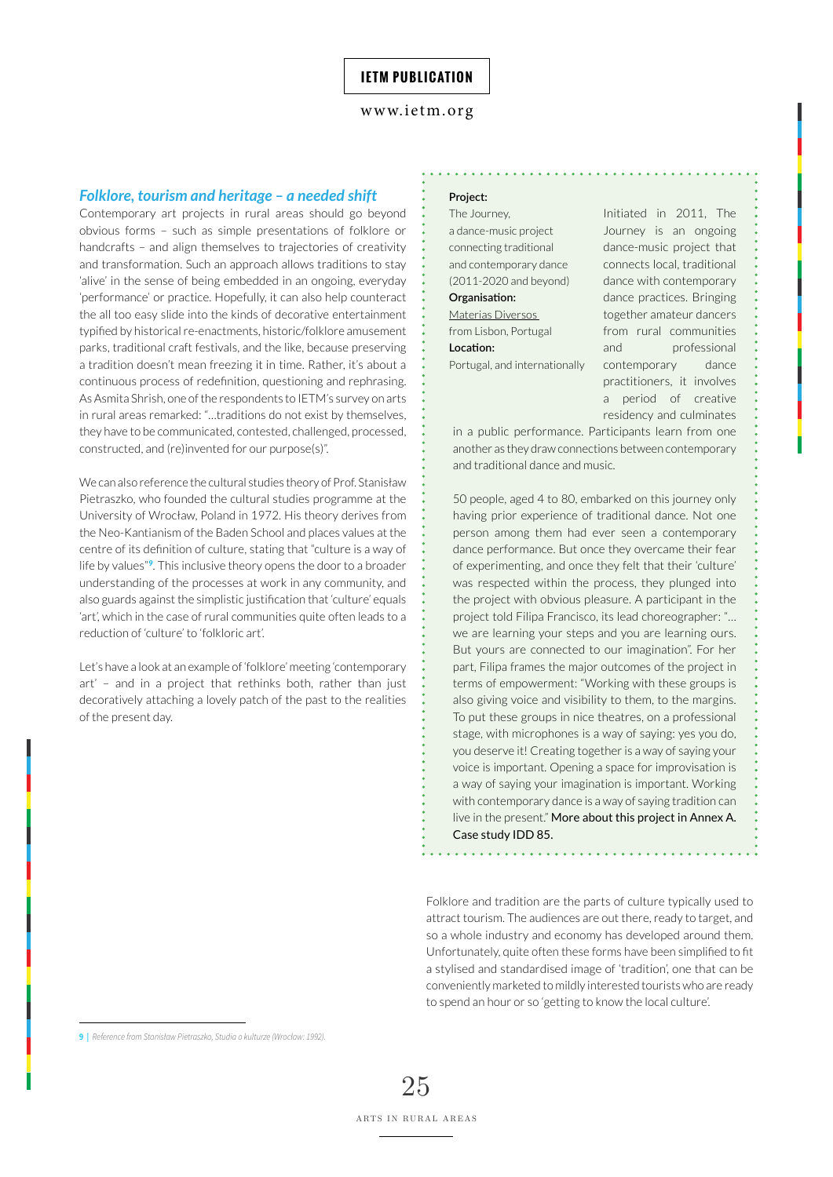### *Folklore, tourism and heritage – a needed shift*

Contemporary art projects in rural areas should go beyond obvious forms – such as simple presentations of folklore or handcrafts – and align themselves to trajectories of creativity and transformation. Such an approach allows traditions to stay 'alive' in the sense of being embedded in an ongoing, everyday 'performance' or practice. Hopefully, it can also help counteract the all too easy slide into the kinds of decorative entertainment typified by historical re-enactments, historic/folklore amusement parks, traditional craft festivals, and the like, because preserving a tradition doesn't mean freezing it in time. Rather, it's about a continuous process of redefinition, questioning and rephrasing. As Asmita Shrish, one of the respondents to IETM's survey on arts in rural areas remarked: "…traditions do not exist by themselves, they have to be communicated, contested, challenged, processed, constructed, and (re)invented for our purpose(s)".

We can also reference the cultural studies theory of Prof. Stanisław Pietraszko, who founded the cultural studies programme at the University of Wrocław, Poland in 1972. His theory derives from the Neo-Kantianism of the Baden School and places values at the centre of its definition of culture, stating that "culture is a way of life by values"[9]. This inclusive theory opens the door to a broader understanding of the processes at work in any community, and also guards against the simplistic justification that 'culture' equals 'art', which in the case of rural communities quite often leads to a reduction of 'culture' to 'folkloric art'.

Let's have a look at an example of 'folklore' meeting 'contemporary art' – and in a project that rethinks both, rather than just decoratively attaching a lovely patch of the past to the realities of the present day.

**Project:**
The Journey, a dance-music project connecting traditional and contemporary dance (2011-2020 and beyond)

**Organisation:**
Materias Diversos from Lisbon, Portugal

**Location:**
Portugal, and internationally

Initiated in 2011, The Journey is an ongoing dance-music project that connects local, traditional dance with contemporary dance practices. Bringing together amateur dancers from rural communities and professional contemporary dance practitioners, it involves a period of creative residency and culminates in a public performance. Participants learn from one another as they draw connections between contemporary and traditional dance and music.

50 people, aged 4 to 80, embarked on this journey only having prior experience of traditional dance. Not one person among them had ever seen a contemporary dance performance. But once they overcame their fear of experimenting, and once they felt that their 'culture' was respected within the process, they plunged into the project with obvious pleasure. A participant in the project told Filipa Francisco, its lead choreographer: "… we are learning your steps and you are learning ours. But yours are connected to our imagination". For her part, Filipa frames the major outcomes of the project in terms of empowerment: "Working with these groups is also giving voice and visibility to them, to the margins. To put these groups in nice theatres, on a professional stage, with microphones is a way of saying: yes you do, you deserve it! Creating together is a way of saying your voice is important. Opening a space for improvisation is a way of saying your imagination is important. Working with contemporary dance is a way of saying tradition can live in the present." More about this project in Annex A. Case study IDD 85.

Folklore and tradition are the parts of culture typically used to attract tourism. The audiences are out there, ready to target, and so a whole industry and economy has developed around them. Unfortunately, quite often these forms have been simplified to fit a stylised and standardised image of 'tradition', one that can be conveniently marketed to mildly interested tourists who are ready to spend an hour or so 'getting to know the local culture'.

---

9 | *Reference from Stanisław Pietraszko, Studia o kulturze (Wrocław: 1992).*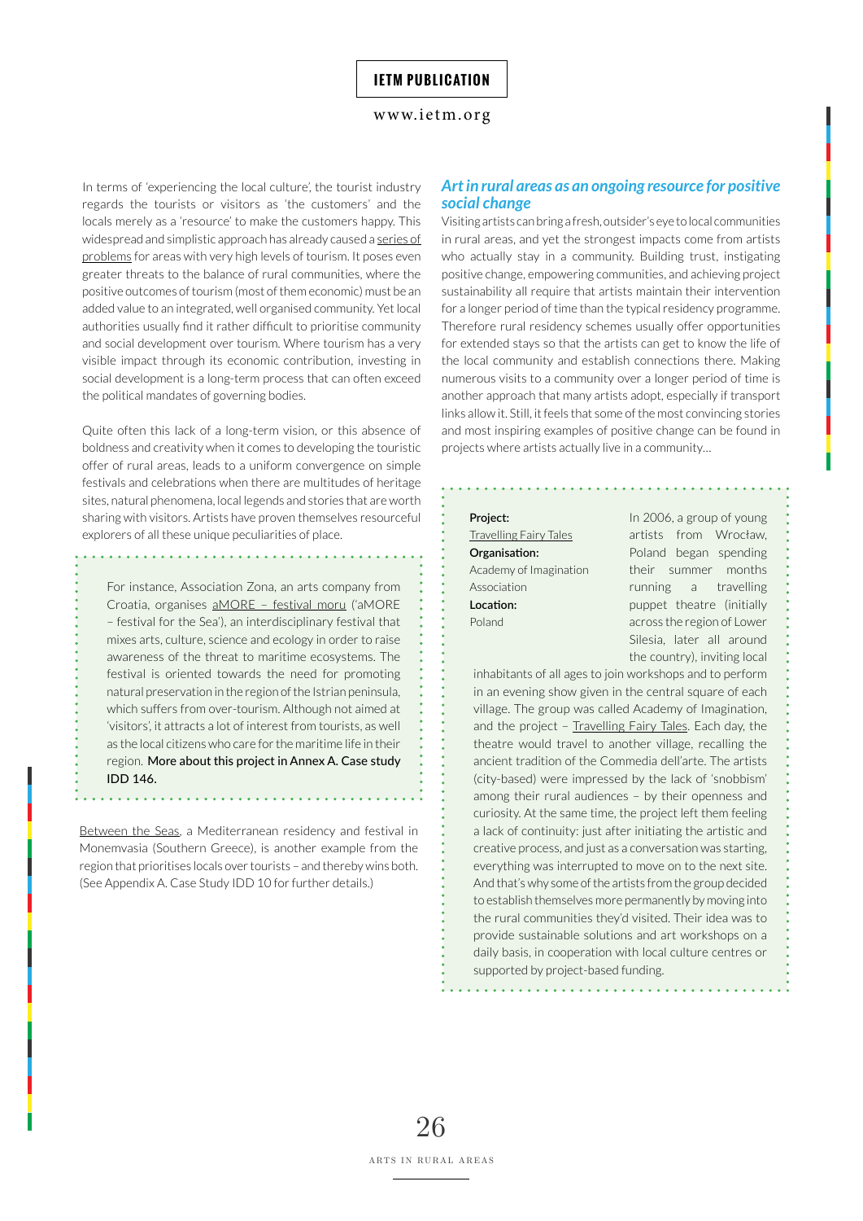In terms of 'experiencing the local culture', the tourist industry regards the tourists or visitors as 'the customers' and the locals merely as a 'resource' to make the customers happy. This widespread and simplistic approach has already caused a series of problems for areas with very high levels of tourism. It poses even greater threats to the balance of rural communities, where the positive outcomes of tourism (most of them economic) must be an added value to an integrated, well organised community. Yet local authorities usually find it rather difficult to prioritise community and social development over tourism. Where tourism has a very visible impact through its economic contribution, investing in social development is a long-term process that can often exceed the political mandates of governing bodies.

Quite often this lack of a long-term vision, or this absence of boldness and creativity when it comes to developing the touristic offer of rural areas, leads to a uniform convergence on simple festivals and celebrations when there are multitudes of heritage sites, natural phenomena, local legends and stories that are worth sharing with visitors. Artists have proven themselves resourceful explorers of all these unique peculiarities of place.

> For instance, Association Zona, an arts company from Croatia, organises aMORE – festival moru ('aMORE – festival for the Sea'), an interdisciplinary festival that mixes arts, culture, science and ecology in order to raise awareness of the threat to maritime ecosystems. The festival is oriented towards the need for promoting natural preservation in the region of the Istrian peninsula, which suffers from over-tourism. Although not aimed at 'visitors', it attracts a lot of interest from tourists, as well as the local citizens who care for the maritime life in their region. More about this project in Annex A. Case study IDD 146.

Between the Seas, a Mediterranean residency and festival in Monemvasia (Southern Greece), is another example from the region that prioritises locals over tourists – and thereby wins both. (See Appendix A. Case Study IDD 10 for further details.)

### *Art in rural areas as an ongoing resource for positive social change*

Visiting artists can bring a fresh, outsider's eye to local communities in rural areas, and yet the strongest impacts come from artists who actually stay in a community. Building trust, instigating positive change, empowering communities, and achieving project sustainability all require that artists maintain their intervention for a longer period of time than the typical residency programme. Therefore rural residency schemes usually offer opportunities for extended stays so that the artists can get to know the life of the local community and establish connections there. Making numerous visits to a community over a longer period of time is another approach that many artists adopt, especially if transport links allow it. Still, it feels that some of the most convincing stories and most inspiring examples of positive change can be found in projects where artists actually live in a community…

> **Project:** Travelling Fairy Tales
> **Organisation:** Academy of Imagination Association
> **Location:** Poland
>
> In 2006, a group of young artists from Wrocław, Poland began spending their summer months running a travelling puppet theatre (initially across the region of Lower Silesia, later all around the country), inviting local inhabitants of all ages to join workshops and to perform in an evening show given in the central square of each village. The group was called Academy of Imagination, and the project – Travelling Fairy Tales. Each day, the theatre would travel to another village, recalling the ancient tradition of the Commedia dell'arte. The artists (city-based) were impressed by the lack of 'snobbism' among their rural audiences – by their openness and curiosity. At the same time, the project left them feeling a lack of continuity: just after initiating the artistic and creative process, and just as a conversation was starting, everything was interrupted to move on to the next site. And that's why some of the artists from the group decided to establish themselves more permanently by moving into the rural communities they'd visited. Their idea was to provide sustainable solutions and art workshops on a daily basis, in cooperation with local culture centres or supported by project-based funding.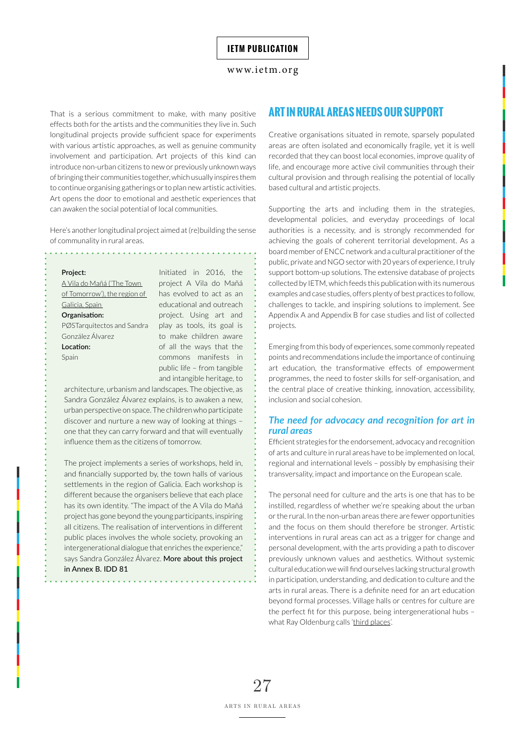That is a serious commitment to make, with many positive effects both for the artists and the communities they live in. Such longitudinal projects provide sufficient space for experiments with various artistic approaches, as well as genuine community involvement and participation. Art projects of this kind can introduce non-urban citizens to new or previously unknown ways of bringing their communities together, which usually inspires them to continue organising gatherings or to plan new artistic activities. Art opens the door to emotional and aesthetic experiences that can awaken the social potential of local communities.

Here's another longitudinal project aimed at (re)building the sense of communality in rural areas.

**Project:**
A Vila do Mañá ('The Town of Tomorrow'), the region of Galicia, Spain

**Organisation:**
PØSTarquitectos and Sandra González Álvarez

**Location:**
Spain

Initiated in 2016, the project A Vila do Mañá has evolved to act as an educational and outreach project. Using art and play as tools, its goal is to make children aware of all the ways that the commons manifests in public life – from tangible and intangible heritage, to architecture, urbanism and landscapes. The objective, as Sandra González Álvarez explains, is to awaken a new, urban perspective on space. The children who participate discover and nurture a new way of looking at things – one that they can carry forward and that will eventually influence them as the citizens of tomorrow.

The project implements a series of workshops, held in, and financially supported by, the town halls of various settlements in the region of Galicia. Each workshop is different because the organisers believe that each place has its own identity. "The impact of the A Vila do Mañá project has gone beyond the young participants, inspiring all citizens. The realisation of interventions in different public places involves the whole society, provoking an intergenerational dialogue that enriches the experience," says Sandra González Álvarez. More about this project in Annex B. IDD 81

## ART IN RURAL AREAS NEEDS OUR SUPPORT

Creative organisations situated in remote, sparsely populated areas are often isolated and economically fragile, yet it is well recorded that they can boost local economies, improve quality of life, and encourage more active civil communities through their cultural provision and through realising the potential of locally based cultural and artistic projects.

Supporting the arts and including them in the strategies, developmental policies, and everyday proceedings of local authorities is a necessity, and is strongly recommended for achieving the goals of coherent territorial development. As a board member of ENCC network and a cultural practitioner of the public, private and NGO sector with 20 years of experience, I truly support bottom-up solutions. The extensive database of projects collected by IETM, which feeds this publication with its numerous examples and case studies, offers plenty of best practices to follow, challenges to tackle, and inspiring solutions to implement. See Appendix A and Appendix B for case studies and list of collected projects.

Emerging from this body of experiences, some commonly repeated points and recommendations include the importance of continuing art education, the transformative effects of empowerment programmes, the need to foster skills for self-organisation, and the central place of creative thinking, innovation, accessibility, inclusion and social cohesion.

### *The need for advocacy and recognition for art in rural areas*

Efficient strategies for the endorsement, advocacy and recognition of arts and culture in rural areas have to be implemented on local, regional and international levels – possibly by emphasising their transversality, impact and importance on the European scale.

The personal need for culture and the arts is one that has to be instilled, regardless of whether we're speaking about the urban or the rural. In the non-urban areas there are fewer opportunities and the focus on them should therefore be stronger. Artistic interventions in rural areas can act as a trigger for change and personal development, with the arts providing a path to discover previously unknown values and aesthetics. Without systemic cultural education we will find ourselves lacking structural growth in participation, understanding, and dedication to culture and the arts in rural areas. There is a definite need for an art education beyond formal processes. Village halls or centres for culture are the perfect fit for this purpose, being intergenerational hubs – what Ray Oldenburg calls 'third places'.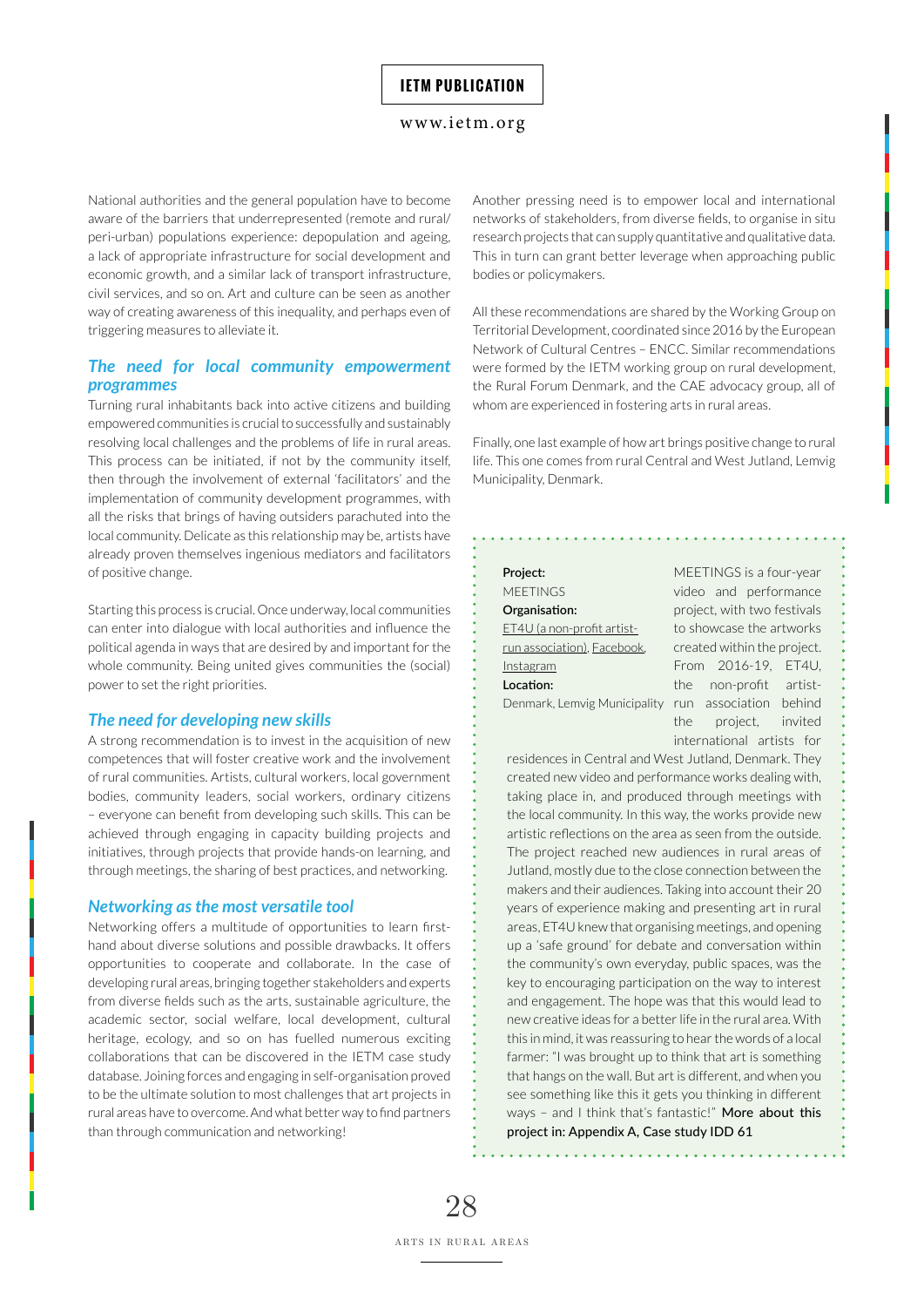National authorities and the general population have to become aware of the barriers that underrepresented (remote and rural/peri-urban) populations experience: depopulation and ageing, a lack of appropriate infrastructure for social development and economic growth, and a similar lack of transport infrastructure, civil services, and so on. Art and culture can be seen as another way of creating awareness of this inequality, and perhaps even of triggering measures to alleviate it.

### *The need for local community empowerment programmes*

Turning rural inhabitants back into active citizens and building empowered communities is crucial to successfully and sustainably resolving local challenges and the problems of life in rural areas. This process can be initiated, if not by the community itself, then through the involvement of external 'facilitators' and the implementation of community development programmes, with all the risks that brings of having outsiders parachuted into the local community. Delicate as this relationship may be, artists have already proven themselves ingenious mediators and facilitators of positive change.

Starting this process is crucial. Once underway, local communities can enter into dialogue with local authorities and influence the political agenda in ways that are desired by and important for the whole community. Being united gives communities the (social) power to set the right priorities.

### *The need for developing new skills*

A strong recommendation is to invest in the acquisition of new competences that will foster creative work and the involvement of rural communities. Artists, cultural workers, local government bodies, community leaders, social workers, ordinary citizens – everyone can benefit from developing such skills. This can be achieved through engaging in capacity building projects and initiatives, through projects that provide hands-on learning, and through meetings, the sharing of best practices, and networking.

### *Networking as the most versatile tool*

Networking offers a multitude of opportunities to learn first-hand about diverse solutions and possible drawbacks. It offers opportunities to cooperate and collaborate. In the case of developing rural areas, bringing together stakeholders and experts from diverse fields such as the arts, sustainable agriculture, the academic sector, social welfare, local development, cultural heritage, ecology, and so on has fuelled numerous exciting collaborations that can be discovered in the IETM case study database. Joining forces and engaging in self-organisation proved to be the ultimate solution to most challenges that art projects in rural areas have to overcome. And what better way to find partners than through communication and networking!

Another pressing need is to empower local and international networks of stakeholders, from diverse fields, to organise in situ research projects that can supply quantitative and qualitative data. This in turn can grant better leverage when approaching public bodies or policymakers.

All these recommendations are shared by the Working Group on Territorial Development, coordinated since 2016 by the European Network of Cultural Centres – ENCC. Similar recommendations were formed by the IETM working group on rural development, the Rural Forum Denmark, and the CAE advocacy group, all of whom are experienced in fostering arts in rural areas.

Finally, one last example of how art brings positive change to rural life. This one comes from rural Central and West Jutland, Lemvig Municipality, Denmark.

**Project:**
MEETINGS
**Organisation:**
ET4U (a non-profit artist-run association), Facebook, Instagram
**Location:**
Denmark, Lemvig Municipality

MEETINGS is a four-year video and performance project, with two festivals to showcase the artworks created within the project. From 2016-19, ET4U, the non-profit artist-run association behind the project, invited international artists for residences in Central and West Jutland, Denmark. They created new video and performance works dealing with, taking place in, and produced through meetings with the local community. In this way, the works provide new artistic reflections on the area as seen from the outside. The project reached new audiences in rural areas of Jutland, mostly due to the close connection between the makers and their audiences. Taking into account their 20 years of experience making and presenting art in rural areas, ET4U knew that organising meetings, and opening up a 'safe ground' for debate and conversation within the community's own everyday, public spaces, was the key to encouraging participation on the way to interest and engagement. The hope was that this would lead to new creative ideas for a better life in the rural area. With this in mind, it was reassuring to hear the words of a local farmer: "I was brought up to think that art is something that hangs on the wall. But art is different, and when you see something like this it gets you thinking in different ways – and I think that's fantastic!" **More about this project in: Appendix A, Case study IDD 61**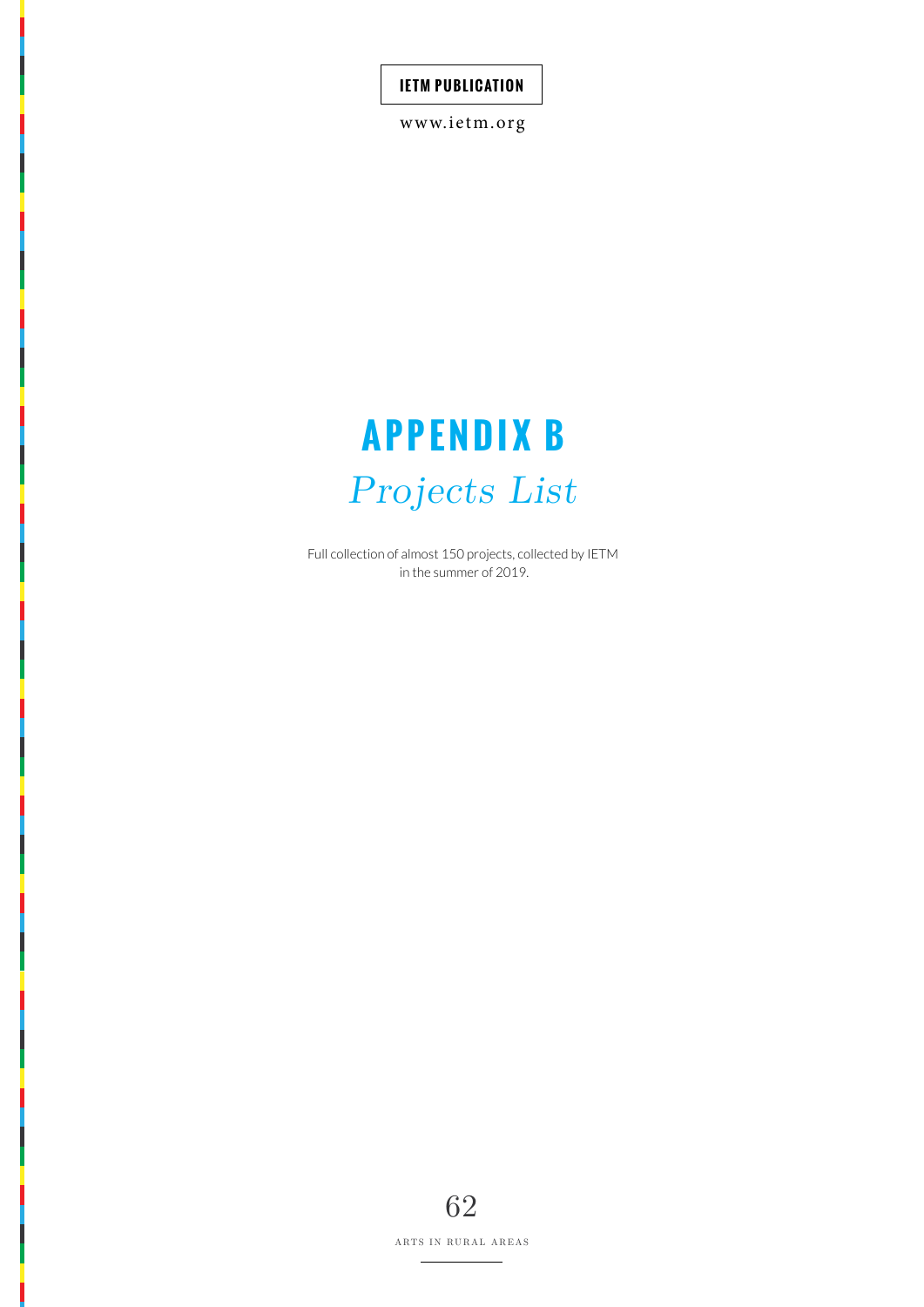# APPENDIX B

## *Projects List*

Full collection of almost 150 projects, collected by IETM in the summer of 2019.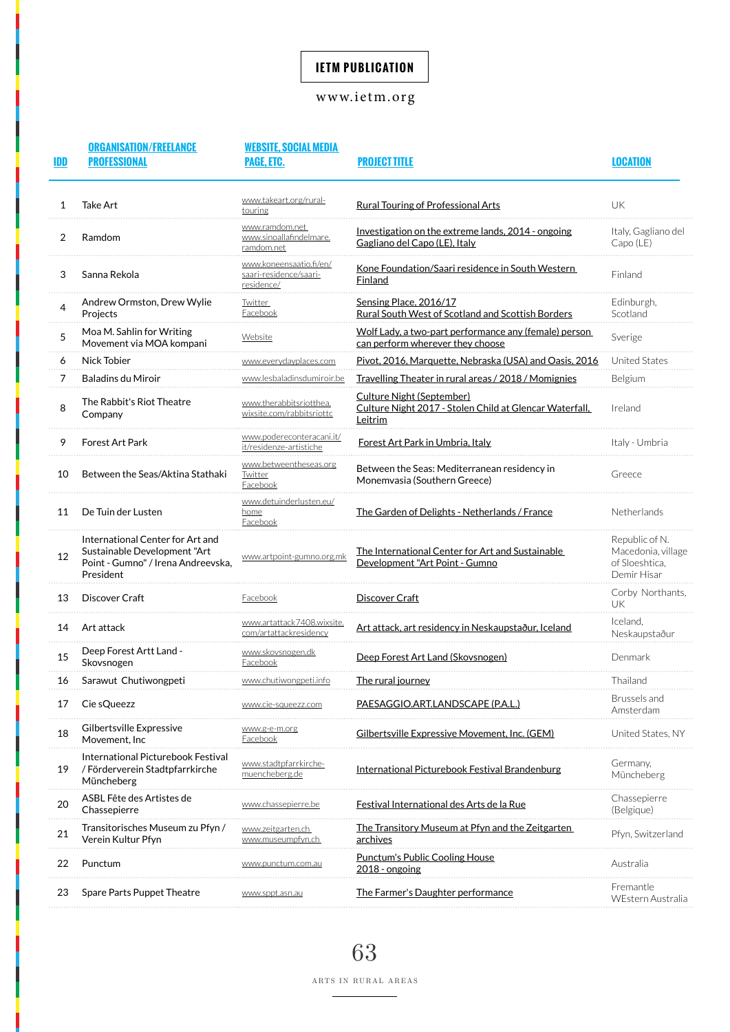| IDD | ORGANISATION/FREELANCE PROFESSIONAL | WEBSITE, SOCIAL MEDIA PAGE, ETC. | PROJECT TITLE | LOCATION |
|---|---|---|---|---|
| 1 | Take Art | www.takeart.org/rural-touring | Rural Touring of Professional Arts | UK |
| 2 | Ramdom | www.ramdom.net www.sinoallafindelmare.ramdom.net | Investigation on the extreme lands, 2014 - ongoing Gagliano del Capo (LE), Italy | Italy, Gagliano del Capo (LE) |
| 3 | Sanna Rekola | www.koneensaatio.fi/en/saari-residence/saari-residence/ | Kone Foundation/Saari residence in South Western Finland | Finland |
| 4 | Andrew Ormston, Drew Wylie Projects | Twitter Facebook | Sensing Place, 2016/17 Rural South West of Scotland and Scottish Borders | Edinburgh, Scotland |
| 5 | Moa M. Sahlin for Writing Movement via MOA kompani | Website | Wolf Lady, a two-part performance any (female) person can perform wherever they choose | Sverige |
| 6 | Nick Tobier | www.everydayplaces.com | Pivot, 2016, Marquette, Nebraska (USA) and Oasis, 2016 | United States |
| 7 | Baladins du Miroir | www.lesbaladinsdumiroir.be | Travelling Theater in rural areas / 2018 / Momignies | Belgium |
| 8 | The Rabbit's Riot Theatre Company | www.therabbitsriotthea.wixsite.com/rabbitsriottc | Culture Night (September) Culture Night 2017 - Stolen Child at Glencar Waterfall, Leitrim | Ireland |
| 9 | Forest Art Park | www.podereconteracani.it/it/residenze-artistiche | Forest Art Park in Umbria, Italy | Italy - Umbria |
| 10 | Between the Seas/Aktina Stathaki | www.betweentheseas.org Twitter Facebook | Between the Seas: Mediterranean residency in Monemvasia (Southern Greece) | Greece |
| 11 | De Tuin der Lusten | www.detuinderlusten.eu/home Facebook | The Garden of Delights - Netherlands / France | Netherlands |
| 12 | International Center for Art and Sustainable Development "Art Point - Gumno" / Irena Andreevska, President | www.artpoint-gumno.org.mk | The International Center for Art and Sustainable Development "Art Point - Gumno | Republic of N. Macedonia, village of Sloeshtica, Demir Hisar |
| 13 | Discover Craft | Facebook | Discover Craft | Corby Northants, UK |
| 14 | Art attack | www.artattack7408.wixsite.com/artattackresidency | Art attack, art residency in Neskaupstaður, Iceland | Iceland, Neskaupstaður |
| 15 | Deep Forest Artt Land - Skovsnogen | www.skovsnogen.dk Facebook | Deep Forest Art Land (Skovsnogen) | Denmark |
| 16 | Sarawut Chutiwongpeti | www.chutiwongpeti.info | The rural journey | Thailand |
| 17 | Cie sQueezz | www.cie-squeezz.com | PAESAGGIO.ART.LANDSCAPE (P.A.L.) | Brussels and Amsterdam |
| 18 | Gilbertsville Expressive Movement, Inc | www.g-e-m.org Facebook | Gilbertsville Expressive Movement, Inc. (GEM) | United States, NY |
| 19 | International Picturebook Festival / Förderverein Stadtpfarrkirche Müncheberg | www.stadtpfarrkirche-muencheberg.de | International Picturebook Festival Brandenburg | Germany, Müncheberg |
| 20 | ASBL Fête des Artistes de Chassepierre | www.chassepierre.be | Festival International des Arts de la Rue | Chassepierre (Belgique) |
| 21 | Transitorisches Museum zu Pfyn / Verein Kultur Pfyn | www.zeitgarten.ch www.museumpfyn.ch | The Transitory Museum at Pfyn and the Zeitgarten archives | Pfyn, Switzerland |
| 22 | Punctum | www.punctum.com.au | Punctum's Public Cooling House 2018 - ongoing | Australia |
| 23 | Spare Parts Puppet Theatre | www.sppt.asn.au | The Farmer's Daughter performance | Fremantle WEstern Australia |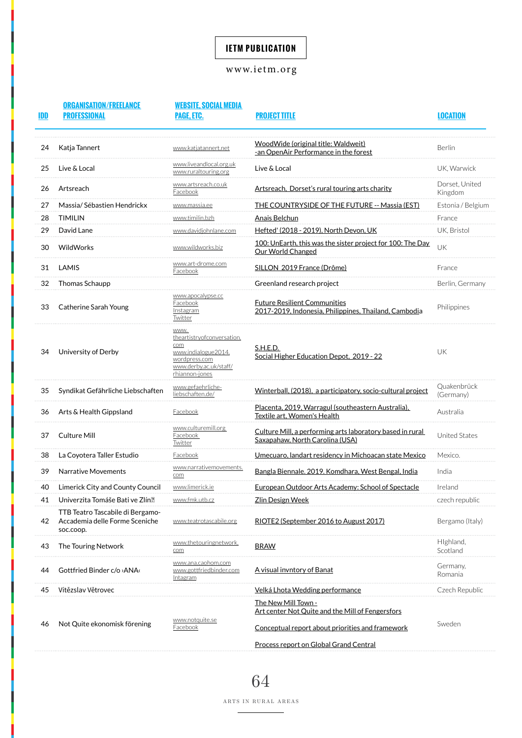**IETM PUBLICATION**

www.ietm.org

| IDD | ORGANISATION/FREELANCE PROFESSIONAL | WEBSITE, SOCIAL MEDIA PAGE, ETC. | PROJECT TITLE | LOCATION |
|---|---|---|---|---|
| 24 | Katja Tannert | www.katjatannert.net | WoodWide (original title: Waldweit) -an OpenAir Performance in the forest | Berlin |
| 25 | Live & Local | www.liveandlocal.org.uk www.ruraltouring.org | Live & Local | UK, Warwick |
| 26 | Artsreach | www.artsreach.co.uk Facebook | Artsreach, Dorset's rural touring arts charity | Dorset, United Kingdom |
| 27 | Massia/ Sébastien Hendrickx | www.massia.ee | THE COUNTRYSIDE OF THE FUTURE -- Massia (EST) | Estonia / Belgium |
| 28 | TIMILIN | www.timilin.bzh | Anais Belchun | France |
| 29 | David Lane | www.davidjohnlane.com | Hefted' (2018 - 2019), North Devon, UK | UK, Bristol |
| 30 | WildWorks | www.wildworks.biz | 100: UnEarth, this was the sister project for 100: The Day Our World Changed | UK |
| 31 | LAMIS | www.art-drome.com Facebook | SILLON 2019 France (Drôme) | France |
| 32 | Thomas Schaupp | | Greenland research project | Berlin, Germany |
| 33 | Catherine Sarah Young | www.apocalypse.cc Facebook Instagram Twitter | Future Resilient Communities 2017-2019, Indonesia, Philippines, Thailand, Cambodia | Philippines |
| 34 | University of Derby | www.theartistryofconversation.com www.indialogue2014.wordpress.com www.derby.ac.uk/staff/rhiannon-jones | S.H.E.D. Social Higher Education Depot, 2019 - 22 | UK |
| 35 | Syndikat Gefährliche Liebschaften | www.gefaehrliche-liebschaften.de/ | Winterball, (2018), a participatory, socio-cultural project | Quakenbrück (Germany) |
| 36 | Arts & Health Gippsland | Facebook | Placenta, 2019, Warragul (southeastern Australia), Textile art, Women's Health | Australia |
| 37 | Culture Mill | www.culturemill.org Facebook Twitter | Culture Mill, a performing arts laboratory based in rural Saxapahaw, North Carolina (USA) | United States |
| 38 | La Coyotera Taller Estudio | Facebook | Umecuaro, landart residency in Michoacan state Mexico | Mexico. |
| 39 | Narrative Movements | www.narrativemovements.com | Bangla Biennale. 2019. Komdhara, West Bengal, India | India |
| 40 | Limerick City and County Council | www.limerick.ie | European Outdoor Arts Academy: School of Spectacle | Ireland |
| 41 | Univerzita Tomáše Bati ve Zlín? | www.fmk.utb.cz | Zlin Design Week | czech republic |
| 42 | TTB Teatro Tascabile di Bergamo-Accademia delle Forme Sceniche soc.coop. | www.teatrotascabile.org | RIOTE2 (September 2016 to August 2017) | Bergamo (Italy) |
| 43 | The Touring Network | www.thetouringnetwork.com | BRAW | HIghland, Scotland |
| 44 | Gottfried Binder c/o ›ANA‹ | www.ana.caohom.com www.gottfriedbinder.com Intagram | A visual invntory of Banat | Germany, Romania |
| 45 | Vítězslav Větrovec | | Velká Lhota Wedding performance | Czech Republic |
| 46 | Not Quite ekonomisk förening | www.notquite.se Facebook | The New Mill Town - Art center Not Quite and the Mill of Fengersfors<br><br>Conceptual report about priorities and framework<br><br>Process report on Global Grand Central | Sweden |

ARTS IN RURAL AREAS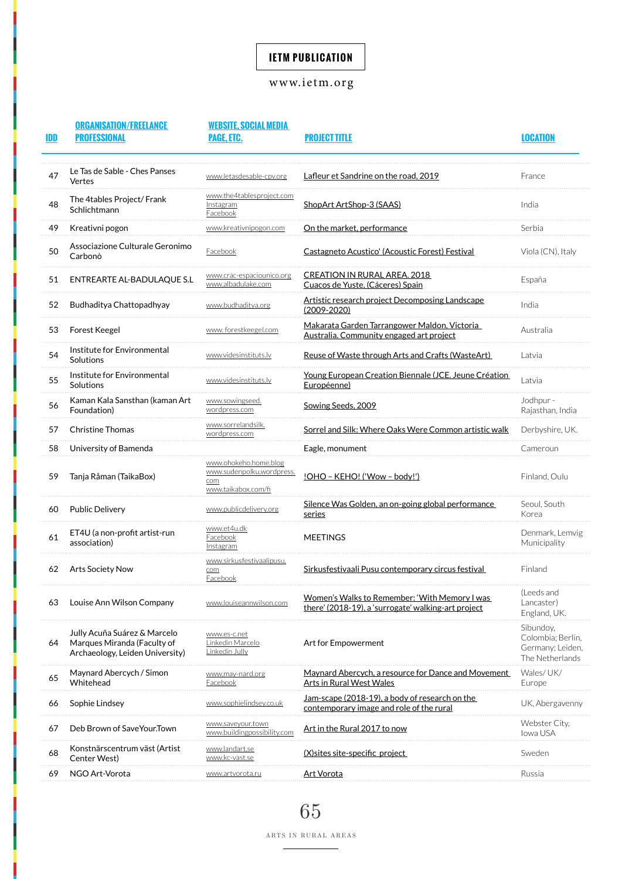| IDD | ORGANISATION/FREELANCE PROFESSIONAL | WEBSITE, SOCIAL MEDIA PAGE, ETC. | PROJECT TITLE | LOCATION |
|---|---|---|---|---|
| 47 | Le Tas de Sable - Ches Panses Vertes | www.letasdesable-cpv.org | Lafleur et Sandrine on the road, 2019 | France |
| 48 | The 4tables Project/ Frank Schlichtmann | www.the4tablesproject.com Instagram Facebook | ShopArt ArtShop-3 (SAAS) | India |
| 49 | Kreativni pogon | www.kreativnipogon.com | On the market, performance | Serbia |
| 50 | Associazione Culturale Geronimo Carbonò | Facebook | Castagneto Acustico' (Acoustic Forest) Festival | Viola (CN), Italy |
| 51 | ENTREARTE AL-BADULAQUE S.L | www.crac-espaciounico.org www.albadulake.com | CREATION IN RURAL AREA. 2018 Cuacos de Yuste, (Cáceres) Spain | España |
| 52 | Budhaditya Chattopadhyay | www.budhaditya.org | Artistic research project Decomposing Landscape (2009-2020) | India |
| 53 | Forest Keegel | www. forestkeegel.com | Makarata Garden Tarrangower Maldon, Victoria Australia. Community engaged art project | Australia |
| 54 | Institute for Environmental Solutions | www.videsinstituts.lv | Reuse of Waste through Arts and Crafts (WasteArt) | Latvia |
| 55 | Institute for Environmental Solutions | www.videsinstituts.lv | Young European Creation Biennale (JCE. Jeune Création Européenne) | Latvia |
| 56 | Kaman Kala Sansthan (kaman Art Foundation) | www.sowingseed.wordpress.com | Sowing Seeds, 2009 | Jodhpur - Rajasthan, India |
| 57 | Christine Thomas | www.sorrelandsilk.wordpress.com | Sorrel and Silk: Where Oaks Were Common artistic walk | Derbyshire, UK. |
| 58 | University of Bamenda | | Eagle, monument | Cameroun |
| 59 | Tanja Råman (TaikaBox) | www.ohokeho.home.blog www.sudenpolku.wordpress.com www.taikabox.com/fi | !OHO – KEHO! ('Wow – body!') | Finland, Oulu |
| 60 | Public Delivery | www.publicdelivery.org | Silence Was Golden, an on-going global performance series | Seoul, South Korea |
| 61 | ET4U (a non-profit artist-run association) | www.et4u.dk Facebook Instagram | MEETINGS | Denmark, Lemvig Municipality |
| 62 | Arts Society Now | www.sirkusfestivaalipusu.com Facebook | Sirkusfestivaali Pusu contemporary circus festival | Finland |
| 63 | Louise Ann Wilson Company | www.louiseannwilson.com | Women's Walks to Remember: 'With Memory I was there' (2018-19), a 'surrogate' walking-art project | (Leeds and Lancaster) England, UK. |
| 64 | Jully Acuña Suárez & Marcelo Marques Miranda (Faculty of Archaeology, Leiden University) | www.es-c.net Linkedin Marcelo Linkedin Jully | Art for Empowerment | Sibundoy, Colombia; Berlin, Germany; Leiden, The Netherlands |
| 65 | Maynard Abercych / Simon Whitehead | www.may-nard.org Facebook | Maynard Abercych, a resource for Dance and Movement Arts in Rural West Wales | Wales/ UK/ Europe |
| 66 | Sophie Lindsey | www.sophielindsey.co.uk | Jam-scape (2018-19), a body of research on the contemporary image and role of the rural | UK, Abergavenny |
| 67 | Deb Brown of SaveYour.Town | www.saveyour.town www.buildingpossibility.com | Art in the Rural 2017 to now | Webster City, Iowa USA |
| 68 | Konstnärscentrum väst (Artist Center West) | www.landart.se www.kc-vast.se | (X)sites site-specific project | Sweden |
| 69 | NGO Art-Vorota | www.artvorota.ru | Art Vorota | Russia |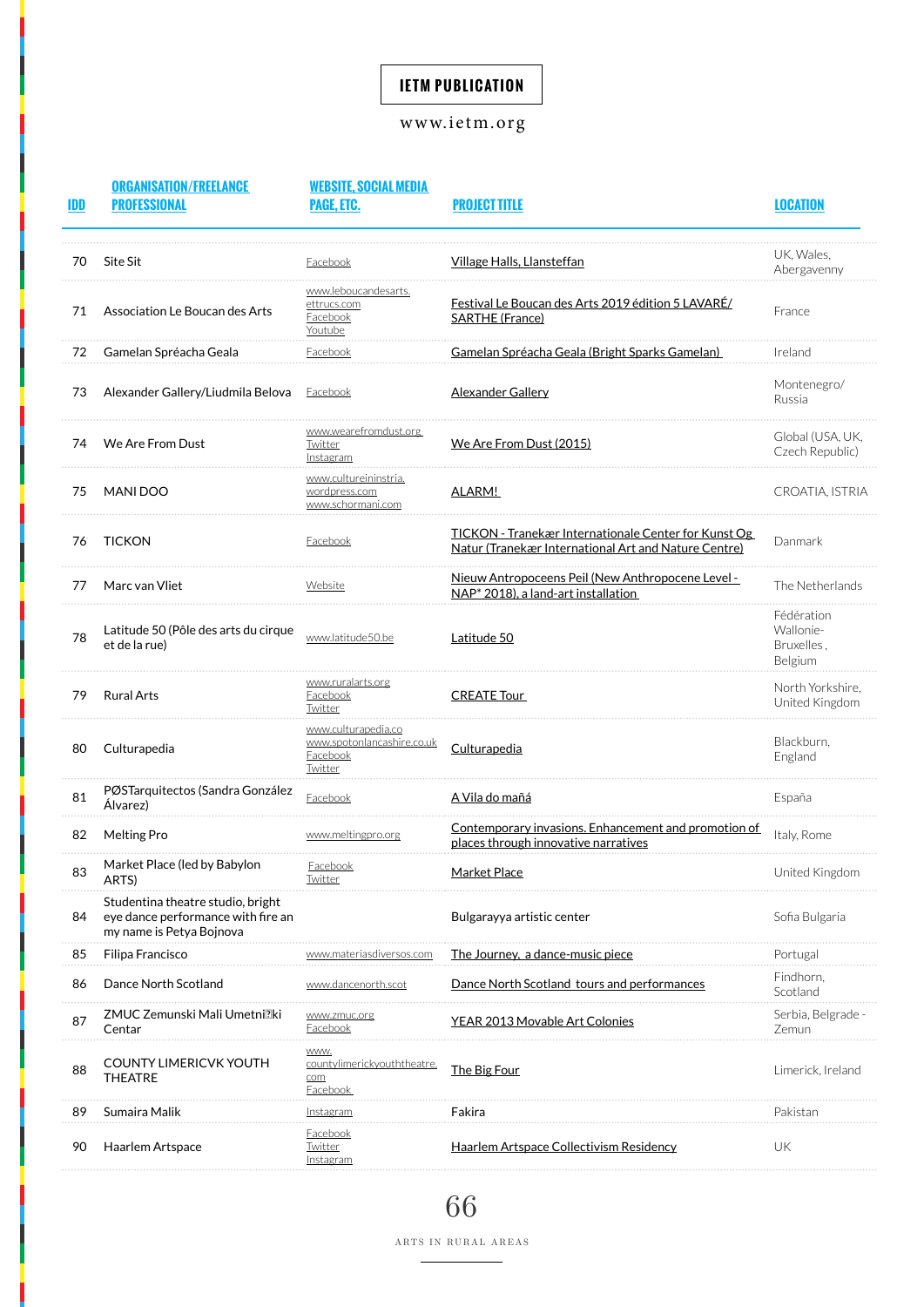**IETM PUBLICATION**

www.ietm.org

| IDD | ORGANISATION/FREELANCE PROFESSIONAL | WEBSITE, SOCIAL MEDIA PAGE, ETC. | PROJECT TITLE | LOCATION |
|---|---|---|---|---|
| 70 | Site Sit | Facebook | Village Halls, Llansteffan | UK, Wales, Abergavenny |
| 71 | Association Le Boucan des Arts | www.leboucandesarts.ettrucs.com Facebook Youtube | Festival Le Boucan des Arts 2019 édition 5 LAVARÉ/ SARTHE (France) | France |
| 72 | Gamelan Spréacha Geala | Facebook | Gamelan Spréacha Geala (Bright Sparks Gamelan) | Ireland |
| 73 | Alexander Gallery/Liudmila Belova | Facebook | Alexander Gallery | Montenegro/ Russia |
| 74 | We Are From Dust | www.wearefromdust.org Twitter Instagram | We Are From Dust (2015) | Global (USA, UK, Czech Republic) |
| 75 | MANI DOO | www.cultureininstria.wordpress.com www.schormani.com | ALARM! | CROATIA, ISTRIA |
| 76 | TICKON | Facebook | TICKON - Tranekær Internationale Center for Kunst Og Natur (Tranekær International Art and Nature Centre) | Danmark |
| 77 | Marc van Vliet | Website | Nieuw Antropoceens Peil (New Anthropocene Level - NAP* 2018), a land-art installation | The Netherlands |
| 78 | Latitude 50 (Pôle des arts du cirque et de la rue) | www.latitude50.be | Latitude 50 | Fédération Wallonie-Bruxelles , Belgium |
| 79 | Rural Arts | www.ruralarts.org Facebook Twitter | CREATE Tour | North Yorkshire, United Kingdom |
| 80 | Culturapedia | www.culturapedia.co www.spotonlancashire.co.uk Facebook Twitter | Culturapedia | Blackburn, England |
| 81 | PØSTarquitectos (Sandra González Álvarez) | Facebook | A Vila do mañá | España |
| 82 | Melting Pro | www.meltingpro.org | Contemporary invasions. Enhancement and promotion of places through innovative narratives | Italy, Rome |
| 83 | Market Place (led by Babylon ARTS) | Facebook Twitter | Market Place | United Kingdom |
| 84 | Studentina theatre studio, bright eye dance performance with fire an my name is Petya Bojnova | | Bulgarayya artistic center | Sofia Bulgaria |
| 85 | Filipa Francisco | www.materiasdiversos.com | The Journey, a dance-music piece | Portugal |
| 86 | Dance North Scotland | www.dancenorth.scot | Dance North Scotland tours and performances | Findhorn, Scotland |
| 87 | ZMUC Zemunski Mali Umetnički Centar | www.zmuc.org Facebook | YEAR 2013 Movable Art Colonies | Serbia, Belgrade - Zemun |
| 88 | COUNTY LIMERICVK YOUTH THEATRE | www.countylimerickyouththeatre.com Facebook | The Big Four | Limerick, Ireland |
| 89 | Sumaira Malik | Instagram | Fakira | Pakistan |
| 90 | Haarlem Artspace | Facebook Twitter Instagram | Haarlem Artspace Collectivism Residency | UK |

ARTS IN RURAL AREAS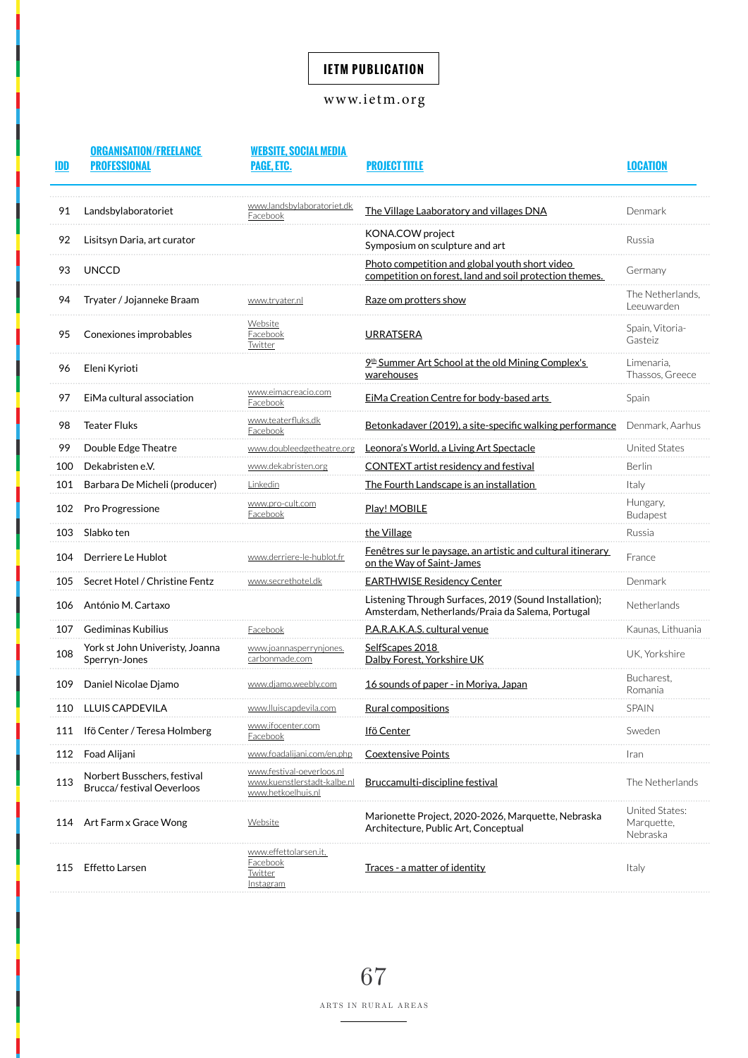**IETM PUBLICATION**

www.ietm.org

| IDD | ORGANISATION/FREELANCE PROFESSIONAL | WEBSITE, SOCIAL MEDIA PAGE, ETC. | PROJECT TITLE | LOCATION |
|---|---|---|---|---|
| 91 | Landsbylaboratoriet | www.landsbylaboratoriet.dk Facebook | The Village Laaboratory and villages DNA | Denmark |
| 92 | Lisitsyn Daria, art curator | | KONA.COW project Symposium on sculpture and art | Russia |
| 93 | UNCCD | | Photo competition and global youth short video competition on forest, land and soil protection themes. | Germany |
| 94 | Tryater / Jojanneke Braam | www.tryater.nl | Raze om protters show | The Netherlands, Leeuwarden |
| 95 | Conexiones improbables | Website Facebook Twitter | URRATSERA | Spain, Vitoria-Gasteiz |
| 96 | Eleni Kyrioti | | 9th Summer Art School at the old Mining Complex's warehouses | Limenaria, Thassos, Greece |
| 97 | EiMa cultural association | www.eimacreacio.com Facebook | EiMa Creation Centre for body-based arts | Spain |
| 98 | Teater Fluks | www.teaterfluks.dk Facebook | Betonkadaver (2019), a site-specific walking performance | Denmark, Aarhus |
| 99 | Double Edge Theatre | www.doubleedgetheatre.org | Leonora's World, a Living Art Spectacle | United States |
| 100 | Dekabristen e.V. | www.dekabristen.org | CONTEXT artist residency and festival | Berlin |
| 101 | Barbara De Micheli (producer) | Linkedin | The Fourth Landscape is an installation | Italy |
| 102 | Pro Progressione | www.pro-cult.com Facebook | Play! MOBILE | Hungary, Budapest |
| 103 | Slabko ten | | the Village | Russia |
| 104 | Derriere Le Hublot | www.derriere-le-hublot.fr | Fenêtres sur le paysage, an artistic and cultural itinerary on the Way of Saint-James | France |
| 105 | Secret Hotel / Christine Fentz | www.secrethotel.dk | EARTHWISE Residency Center | Denmark |
| 106 | António M. Cartaxo | | Listening Through Surfaces, 2019 (Sound Installation); Amsterdam, Netherlands/Praia da Salema, Portugal | Netherlands |
| 107 | Gediminas Kubilius | Facebook | P.A.R.A.K.A.S. cultural venue | Kaunas, Lithuania |
| 108 | York st John Univeristy, Joanna Sperryn-Jones | www.joannasperrynjones.carbonmade.com | SelfScapes 2018 Dalby Forest, Yorkshire UK | UK, Yorkshire |
| 109 | Daniel Nicolae Djamo | www.djamo.weebly.com | 16 sounds of paper - in Moriya, Japan | Bucharest, Romania |
| 110 | LLUIS CAPDEVILA | www.lluiscapdevila.com | Rural compositions | SPAIN |
| 111 | Ifö Center / Teresa Holmberg | www.ifocenter.com Facebook | Ifö Center | Sweden |
| 112 | Foad Alijani | www.foadalijani.com/en.php | Coextensive Points | Iran |
| 113 | Norbert Busschers, festival Brucca/ festival Oeverloos | www.festival-oeverloos.nl www.kuenstlerstadt-kalbe.nl www.hetkoelhuis.nl | Bruccamulti-discipline festival | The Netherlands |
| 114 | Art Farm x Grace Wong | Website | Marionette Project, 2020-2026, Marquette, Nebraska Architecture, Public Art, Conceptual | United States: Marquette, Nebraska |
| 115 | Effetto Larsen | www.effettolarsen.it, Facebook Twitter Instagram | Traces - a matter of identity | Italy |

ARTS IN RURAL AREAS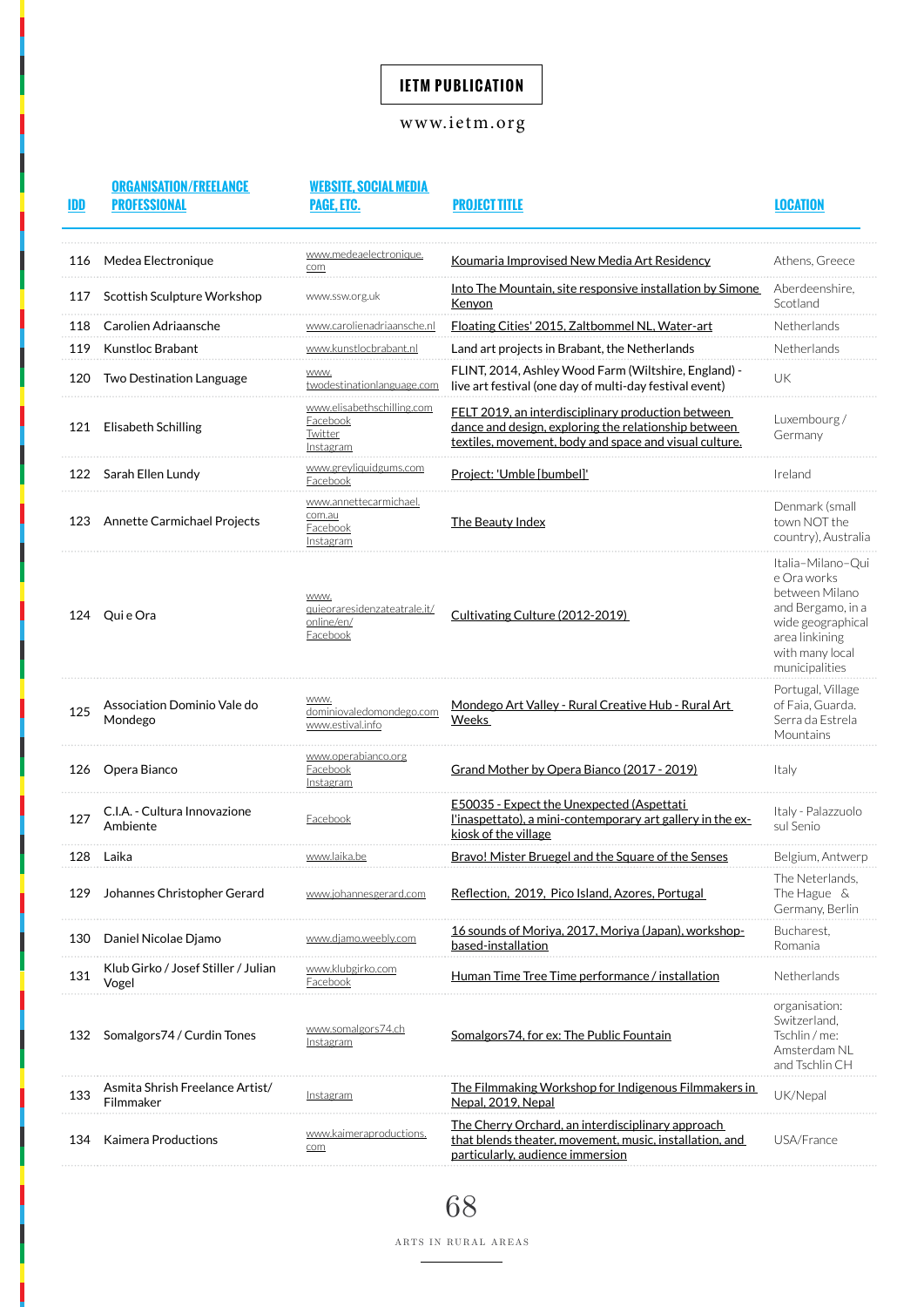| IDD | ORGANISATION/FREELANCE PROFESSIONAL | WEBSITE, SOCIAL MEDIA PAGE, ETC. | PROJECT TITLE | LOCATION |
|---|---|---|---|---|
| 116 | Medea Electronique | www.medeaelectronique.com | Koumaria Improvised New Media Art Residency | Athens, Greece |
| 117 | Scottish Sculpture Workshop | www.ssw.org.uk | Into The Mountain, site responsive installation by Simone Kenyon | Aberdeenshire, Scotland |
| 118 | Carolien Adriaansche | www.carolienadriaansche.nl | Floating Cities' 2015, Zaltbommel NL, Water-art | Netherlands |
| 119 | Kunstloc Brabant | www.kunstlocbrabant.nl | Land art projects in Brabant, the Netherlands | Netherlands |
| 120 | Two Destination Language | www.twodestinationlanguage.com | FLINT, 2014, Ashley Wood Farm (Wiltshire, England) - live art festival (one day of multi-day festival event) | UK |
| 121 | Elisabeth Schilling | www.elisabethschilling.com Facebook Twitter Instagram | FELT 2019, an interdisciplinary production between dance and design, exploring the relationship between textiles, movement, body and space and visual culture. | Luxembourg / Germany |
| 122 | Sarah Ellen Lundy | www.greyliquidgums.com Facebook | Project: 'Umble [bumbel]' | Ireland |
| 123 | Annette Carmichael Projects | www.annettecarmichael.com.au Facebook Instagram | The Beauty Index | Denmark (small town NOT the country), Australia |
| 124 | Qui e Ora | www.quieoraresidenzateatrale.it/online/en/ Facebook | Cultivating Culture (2012-2019) | Italia–Milano–Qui e Ora works between Milano and Bergamo, in a wide geographical area linkining with many local municipalities |
| 125 | Association Dominio Vale do Mondego | www.dominiovaledomondego.com www.estival.info | Mondego Art Valley - Rural Creative Hub - Rural Art Weeks | Portugal, Village of Faia, Guarda. Serra da Estrela Mountains |
| 126 | Opera Bianco | www.operabianco.org Facebook Instagram | Grand Mother by Opera Bianco (2017 - 2019) | Italy |
| 127 | C.I.A. - Cultura Innovazione Ambiente | Facebook | E50035 - Expect the Unexpected (Aspettati l'inaspettato), a mini-contemporary art gallery in the ex-kiosk of the village | Italy - Palazzuolo sul Senio |
| 128 | Laika | www.laika.be | Bravo! Mister Bruegel and the Square of the Senses | Belgium, Antwerp |
| 129 | Johannes Christopher Gerard | www.johannesgerard.com | Reflection, 2019, Pico Island, Azores, Portugal | The Neterlands, The Hague & Germany, Berlin |
| 130 | Daniel Nicolae Djamo | www.djamo.weebly.com | 16 sounds of Moriya, 2017, Moriya (Japan), workshop-based-installation | Bucharest, Romania |
| 131 | Klub Girko / Josef Stiller / Julian Vogel | www.klubgirko.com Facebook | Human Time Tree Time performance / installation | Netherlands |
| 132 | Somalgors74 / Curdin Tones | www.somalgors74.ch Instagram | Somalgors74, for ex: The Public Fountain | organisation: Switzerland, Tschlin / me: Amsterdam NL and Tschlin CH |
| 133 | Asmita Shrish Freelance Artist/ Filmmaker | Instagram | The Filmmaking Workshop for Indigenous Filmmakers in Nepal, 2019, Nepal | UK/Nepal |
| 134 | Kaimera Productions | www.kaimeraproductions.com | The Cherry Orchard, an interdisciplinary approach that blends theater, movement, music, installation, and particularly, audience immersion | USA/France |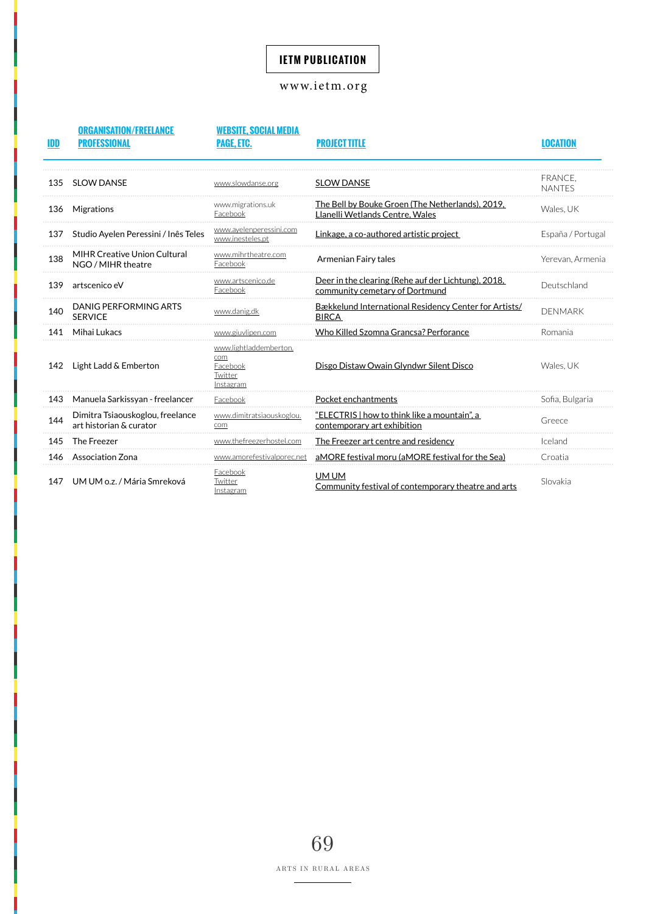| IDD | ORGANISATION/FREELANCE PROFESSIONAL | WEBSITE, SOCIAL MEDIA PAGE, ETC. | PROJECT TITLE | LOCATION |
|---|---|---|---|---|
| 135 | SLOW DANSE | www.slowdanse.org | SLOW DANSE | FRANCE, NANTES |
| 136 | Migrations | www.migrations.uk Facebook | The Bell by Bouke Groen (The Netherlands), 2019, Llanelli Wetlands Centre, Wales | Wales, UK |
| 137 | Studio Ayelen Peressini / Inês Teles | www.ayelenperessini.com www.inesteles.pt | Linkage, a co-authored artistic project | España / Portugal |
| 138 | MIHR Creative Union Cultural NGO / MIHR theatre | www.mihrtheatre.com Facebook | Armenian Fairy tales | Yerevan, Armenia |
| 139 | artscenico eV | www.artscenico.de Facebook | Deer in the clearing (Rehe auf der Lichtung), 2018, community cemetary of Dortmund | Deutschland |
| 140 | DANIG PERFORMING ARTS SERVICE | www.danig.dk | Bækkelund International Residency Center for Artists/ BIRCA | DENMARK |
| 141 | Mihai Lukacs | www.giuvlipen.com | Who Killed Szomna Grancsa? Perforance | Romania |
| 142 | Light Ladd & Emberton | www.lightladdemberton.com Facebook Twitter Instagram | Disgo Distaw Owain Glyndwr Silent Disco | Wales, UK |
| 143 | Manuela Sarkissyan - freelancer | Facebook | Pocket enchantments | Sofia, Bulgaria |
| 144 | Dimitra Tsiaouskoglou, freelance art historian & curator | www.dimitratsiaouskoglou.com | "ELECTRIS \| how to think like a mountain", a contemporary art exhibition | Greece |
| 145 | The Freezer | www.thefreezerhostel.com | The Freezer art centre and residency | Iceland |
| 146 | Association Zona | www.amorefestivalporec.net | aMORE festival moru (aMORE festival for the Sea) | Croatia |
| 147 | UM UM o.z. / Mária Smreková | Facebook Twitter Instagram | UM UM Community festival of contemporary theatre and arts | Slovakia |